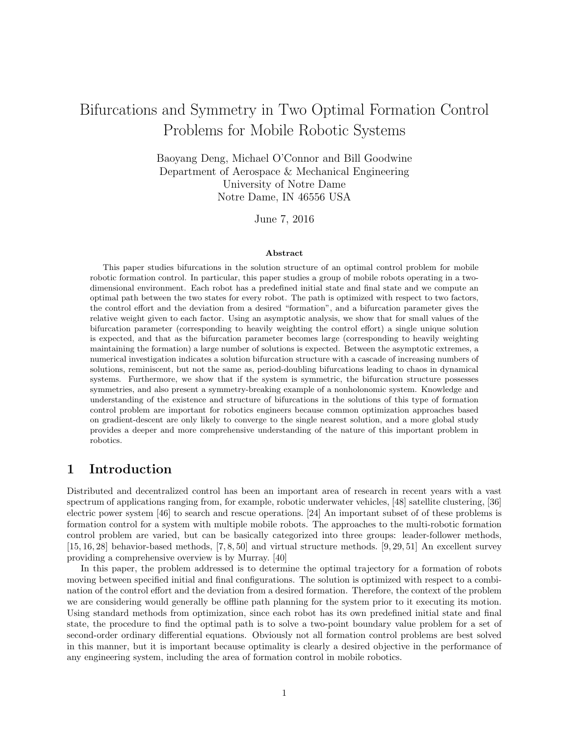# Bifurcations and Symmetry in Two Optimal Formation Control Problems for Mobile Robotic Systems

Baoyang Deng, Michael O'Connor and Bill Goodwine
Department of Aerospace & Mechanical Engineering
University of Notre Dame
Notre Dame, IN 46556 USA

June 7, 2016

### Abstract

This paper studies bifurcations in the solution structure of an optimal control problem for mobile robotic formation control. In particular, this paper studies a group of mobile robots operating in a two-dimensional environment. Each robot has a predefined initial state and final state and we compute an optimal path between the two states for every robot. The path is optimized with respect to two factors, the control effort and the deviation from a desired "formation", and a bifurcation parameter gives the relative weight given to each factor. Using an asymptotic analysis, we show that for small values of the bifurcation parameter (corresponding to heavily weighting the control effort) a single unique solution is expected, and that as the bifurcation parameter becomes large (corresponding to heavily weighting maintaining the formation) a large number of solutions is expected. Between the asymptotic extremes, a numerical investigation indicates a solution bifurcation structure with a cascade of increasing numbers of solutions, reminiscent, but not the same as, period-doubling bifurcations leading to chaos in dynamical systems. Furthermore, we show that if the system is symmetric, the bifurcation structure possesses symmetries, and also present a symmetry-breaking example of a nonholonomic system. Knowledge and understanding of the existence and structure of bifurcations in the solutions of this type of formation control problem are important for robotics engineers because common optimization approaches based on gradient-descent are only likely to converge to the single nearest solution, and a more global study provides a deeper and more comprehensive understanding of the nature of this important problem in robotics.

## 1 Introduction

Distributed and decentralized control has been an important area of research in recent years with a vast spectrum of applications ranging from, for example, robotic underwater vehicles, [48] satellite clustering, [36] electric power system [46] to search and rescue operations. [24] An important subset of of these problems is formation control for a system with multiple mobile robots. The approaches to the multi-robotic formation control problem are varied, but can be basically categorized into three groups: leader-follower methods, [15, 16, 28] behavior-based methods, [7, 8, 50] and virtual structure methods. [9, 29, 51] An excellent survey providing a comprehensive overview is by Murray. [40]

In this paper, the problem addressed is to determine the optimal trajectory for a formation of robots moving between specified initial and final configurations. The solution is optimized with respect to a combination of the control effort and the deviation from a desired formation. Therefore, the context of the problem we are considering would generally be offline path planning for the system prior to it executing its motion. Using standard methods from optimization, since each robot has its own predefined initial state and final state, the procedure to find the optimal path is to solve a two-point boundary value problem for a set of second-order ordinary differential equations. Obviously not all formation control problems are best solved in this manner, but it is important because optimality is clearly a desired objective in the performance of any engineering system, including the area of formation control in mobile robotics.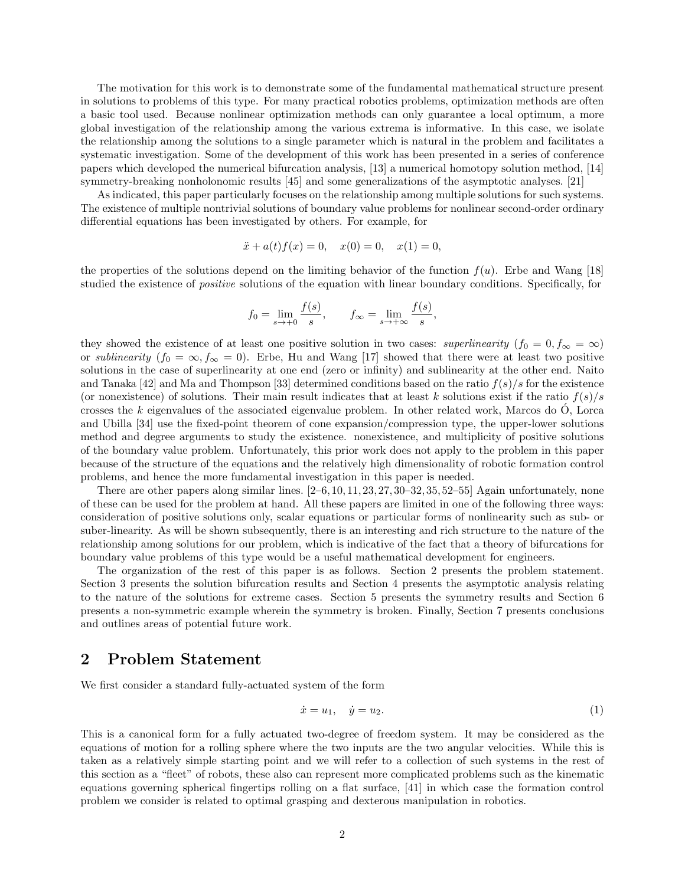The motivation for this work is to demonstrate some of the fundamental mathematical structure present in solutions to problems of this type. For many practical robotics problems, optimization methods are often a basic tool used. Because nonlinear optimization methods can only guarantee a local optimum, a more global investigation of the relationship among the various extrema is informative. In this case, we isolate the relationship among the solutions to a single parameter which is natural in the problem and facilitates a systematic investigation. Some of the development of this work has been presented in a series of conference papers which developed the numerical bifurcation analysis, [13] a numerical homotopy solution method, [14] symmetry-breaking nonholonomic results [45] and some generalizations of the asymptotic analyses. [21]

As indicated, this paper particularly focuses on the relationship among multiple solutions for such systems. The existence of multiple nontrivial solutions of boundary value problems for nonlinear second-order ordinary differential equations has been investigated by others. For example, for

$$\ddot{x} + a(t)f(x) = 0, \quad x(0) = 0, \quad x(1) = 0,$$

the properties of the solutions depend on the limiting behavior of the function $f(u)$. Erbe and Wang [18] studied the existence of *positive* solutions of the equation with linear boundary conditions. Specifically, for

$$f_0 = \lim_{s \to +0} \frac{f(s)}{s}, \qquad f_\infty = \lim_{s \to +\infty} \frac{f(s)}{s},$$

they showed the existence of at least one positive solution in two cases: *superlinearity* ($f_0 = 0, f_\infty = \infty$) or *sublinearity* ($f_0 = \infty, f_\infty = 0$). Erbe, Hu and Wang [17] showed that there were at least two positive solutions in the case of superlinearity at one end (zero or infinity) and sublinearity at the other end. Naito and Tanaka [42] and Ma and Thompson [33] determined conditions based on the ratio $f(s)/s$ for the existence (or nonexistence) of solutions. Their main result indicates that at least $k$ solutions exist if the ratio $f(s)/s$ crosses the $k$ eigenvalues of the associated eigenvalue problem. In other related work, Marcos do Ó, Lorca and Ubilla [34] use the fixed-point theorem of cone expansion/compression type, the upper-lower solutions method and degree arguments to study the existence. nonexistence, and multiplicity of positive solutions of the boundary value problem. Unfortunately, this prior work does not apply to the problem in this paper because of the structure of the equations and the relatively high dimensionality of robotic formation control problems, and hence the more fundamental investigation in this paper is needed.

There are other papers along similar lines. [2–6, 10, 11, 23, 27, 30–32, 35, 52–55] Again unfortunately, none of these can be used for the problem at hand. All these papers are limited in one of the following three ways: consideration of positive solutions only, scalar equations or particular forms of nonlinearity such as sub- or suber-linearity. As will be shown subsequently, there is an interesting and rich structure to the nature of the relationship among solutions for our problem, which is indicative of the fact that a theory of bifurcations for boundary value problems of this type would be a useful mathematical development for engineers.

The organization of the rest of this paper is as follows. Section 2 presents the problem statement. Section 3 presents the solution bifurcation results and Section 4 presents the asymptotic analysis relating to the nature of the solutions for extreme cases. Section 5 presents the symmetry results and Section 6 presents a non-symmetric example wherein the symmetry is broken. Finally, Section 7 presents conclusions and outlines areas of potential future work.

## 2 Problem Statement

We first consider a standard fully-actuated system of the form

$$\dot{x} = u_1, \quad \dot{y} = u_2. \tag{1}$$

This is a canonical form for a fully actuated two-degree of freedom system. It may be considered as the equations of motion for a rolling sphere where the two inputs are the two angular velocities. While this is taken as a relatively simple starting point and we will refer to a collection of such systems in the rest of this section as a "fleet" of robots, these also can represent more complicated problems such as the kinematic equations governing spherical fingertips rolling on a flat surface, [41] in which case the formation control problem we consider is related to optimal grasping and dexterous manipulation in robotics.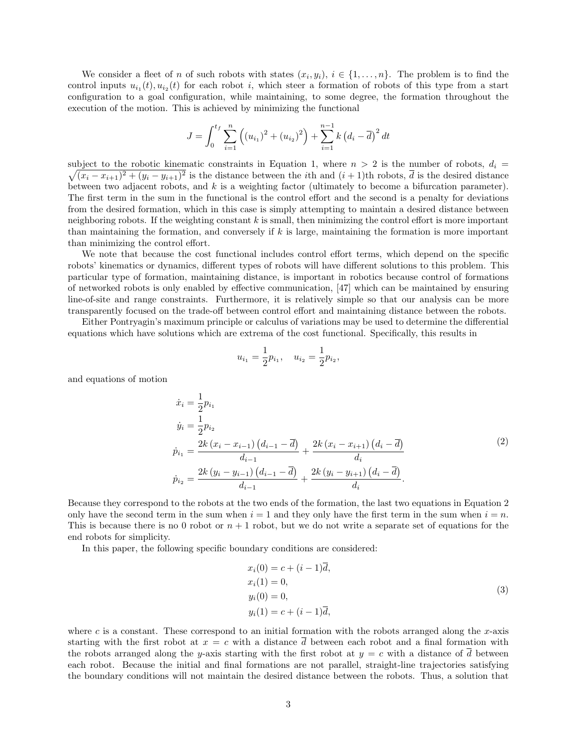We consider a fleet of $n$ of such robots with states $(x_i, y_i)$, $i \in \{1, \dots, n\}$. The problem is to find the control inputs $u_{i_1}(t), u_{i_2}(t)$ for each robot $i$, which steer a formation of robots of this type from a start configuration to a goal configuration, while maintaining, to some degree, the formation throughout the execution of the motion. This is achieved by minimizing the functional

$$J = \int_0^{t_f} \sum_{i=1}^{n} \left( \left(u_{i_1}\right)^2 + \left(u_{i_2}\right)^2 \right) + \sum_{i=1}^{n-1} k \left(d_i - \overline{d}\right)^2 dt$$

subject to the robotic kinematic constraints in Equation 1, where $n > 2$ is the number of robots, $d_i = \sqrt{(x_i - x_{i+1})^2 + (y_i - y_{i+1})^2}$ is the distance between the $i$th and $(i+1)$th robots, $\overline{d}$ is the desired distance between two adjacent robots, and $k$ is a weighting factor (ultimately to become a bifurcation parameter). The first term in the sum in the functional is the control effort and the second is a penalty for deviations from the desired formation, which in this case is simply attempting to maintain a desired distance between neighboring robots. If the weighting constant $k$ is small, then minimizing the control effort is more important than maintaining the formation, and conversely if $k$ is large, maintaining the formation is more important than minimizing the control effort.

We note that because the cost functional includes control effort terms, which depend on the specific robots' kinematics or dynamics, different types of robots will have different solutions to this problem. This particular type of formation, maintaining distance, is important in robotics because control of formations of networked robots is only enabled by effective communication, [47] which can be maintained by ensuring line-of-site and range constraints. Furthermore, it is relatively simple so that our analysis can be more transparently focused on the trade-off between control effort and maintaining distance between the robots.

Either Pontryagin's maximum principle or calculus of variations may be used to determine the differential equations which have solutions which are extrema of the cost functional. Specifically, this results in

$$u_{i_1} = \frac{1}{2} p_{i_1}, \quad u_{i_2} = \frac{1}{2} p_{i_2},$$

and equations of motion

$$
\begin{aligned}
\dot{x}_i &= \frac{1}{2} p_{i_1} \\
\dot{y}_i &= \frac{1}{2} p_{i_2} \\
\dot{p}_{i_1} &= \frac{2k\left(x_i - x_{i-1}\right)\left(d_{i-1} - \overline{d}\right)}{d_{i-1}} + \frac{2k\left(x_i - x_{i+1}\right)\left(d_i - \overline{d}\right)}{d_i} \\
\dot{p}_{i_2} &= \frac{2k\left(y_i - y_{i-1}\right)\left(d_{i-1} - \overline{d}\right)}{d_{i-1}} + \frac{2k\left(y_i - y_{i+1}\right)\left(d_i - \overline{d}\right)}{d_i}.
\end{aligned}
\tag{2}
$$

Because they correspond to the robots at the two ends of the formation, the last two equations in Equation 2 only have the second term in the sum when $i = 1$ and they only have the first term in the sum when $i = n$. This is because there is no 0 robot or $n + 1$ robot, but we do not write a separate set of equations for the end robots for simplicity.

In this paper, the following specific boundary conditions are considered:

$$
\begin{aligned}
x_i(0) &= c + (i-1)\overline{d}, \\
x_i(1) &= 0, \\
y_i(0) &= 0, \\
y_i(1) &= c + (i-1)\overline{d},
\end{aligned}
\tag{3}
$$

where $c$ is a constant. These correspond to an initial formation with the robots arranged along the $x$-axis starting with the first robot at $x = c$ with a distance $\overline{d}$ between each robot and a final formation with the robots arranged along the $y$-axis starting with the first robot at $y = c$ with a distance of $\overline{d}$ between each robot. Because the initial and final formations are not parallel, straight-line trajectories satisfying the boundary conditions will not maintain the desired distance between the robots. Thus, a solution that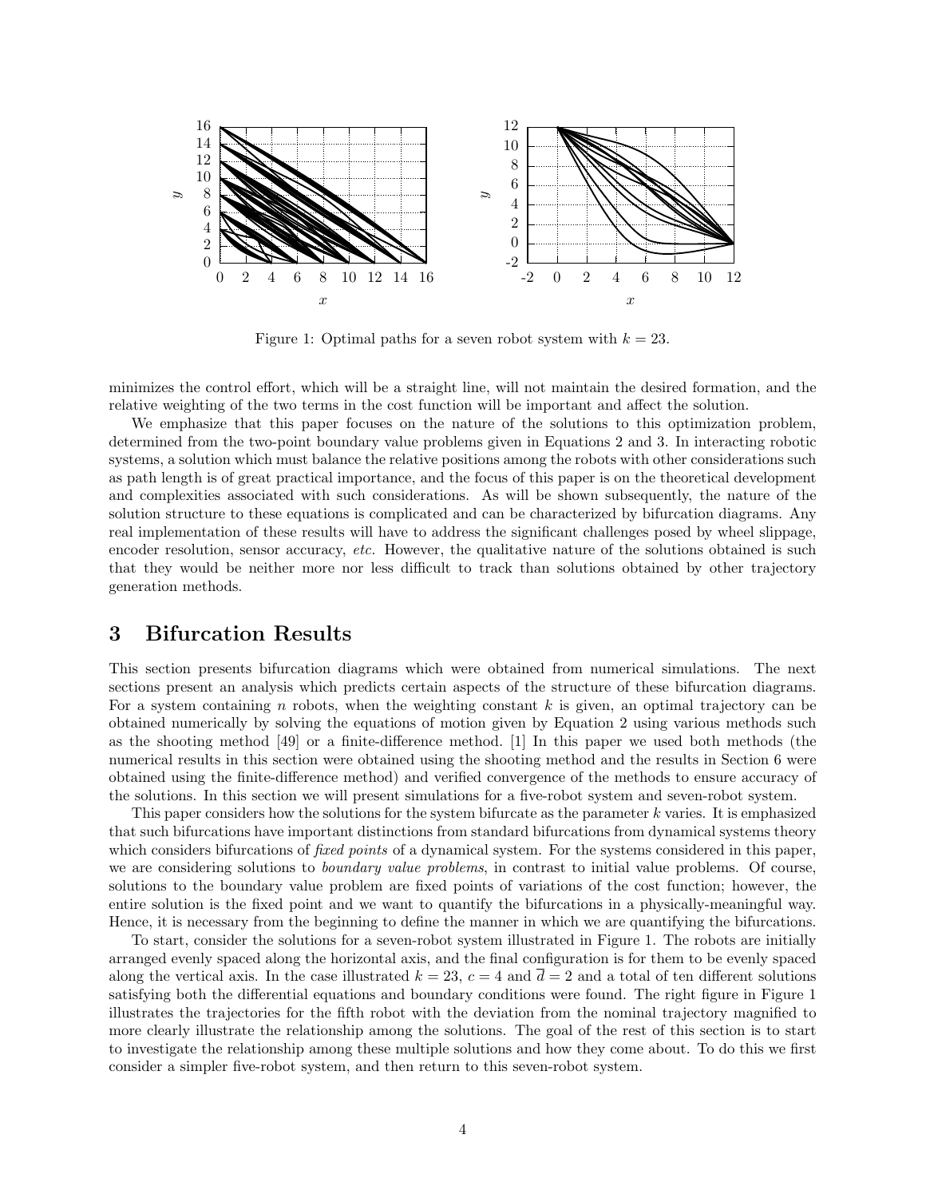16
14
12
10
$y$ 8
6
4
2
0
0 2 4 6 8 10 12 14 16
$x$

12
10
8
6
$y$ 4
2
0
-2
-2 0 2 4 6 8 10 12
$x$

Figure 1: Optimal paths for a seven robot system with $k = 23$.

minimizes the control effort, which will be a straight line, will not maintain the desired formation, and the relative weighting of the two terms in the cost function will be important and affect the solution.

We emphasize that this paper focuses on the nature of the solutions to this optimization problem, determined from the two-point boundary value problems given in Equations 2 and 3. In interacting robotic systems, a solution which must balance the relative positions among the robots with other considerations such as path length is of great practical importance, and the focus of this paper is on the theoretical development and complexities associated with such considerations. As will be shown subsequently, the nature of the solution structure to these equations is complicated and can be characterized by bifurcation diagrams. Any real implementation of these results will have to address the significant challenges posed by wheel slippage, encoder resolution, sensor accuracy, *etc.* However, the qualitative nature of the solutions obtained is such that they would be neither more nor less difficult to track than solutions obtained by other trajectory generation methods.

## 3 Bifurcation Results

This section presents bifurcation diagrams which were obtained from numerical simulations. The next sections present an analysis which predicts certain aspects of the structure of these bifurcation diagrams. For a system containing $n$ robots, when the weighting constant $k$ is given, an optimal trajectory can be obtained numerically by solving the equations of motion given by Equation 2 using various methods such as the shooting method [49] or a finite-difference method. [1] In this paper we used both methods (the numerical results in this section were obtained using the shooting method and the results in Section 6 were obtained using the finite-difference method) and verified convergence of the methods to ensure accuracy of the solutions. In this section we will present simulations for a five-robot system and seven-robot system.

This paper considers how the solutions for the system bifurcate as the parameter $k$ varies. It is emphasized that such bifurcations have important distinctions from standard bifurcations from dynamical systems theory which considers bifurcations of *fixed points* of a dynamical system. For the systems considered in this paper, we are considering solutions to *boundary value problems*, in contrast to initial value problems. Of course, solutions to the boundary value problem are fixed points of variations of the cost function; however, the entire solution is the fixed point and we want to quantify the bifurcations in a physically-meaningful way. Hence, it is necessary from the beginning to define the manner in which we are quantifying the bifurcations.

To start, consider the solutions for a seven-robot system illustrated in Figure 1. The robots are initially arranged evenly spaced along the horizontal axis, and the final configuration is for them to be evenly spaced along the vertical axis. In the case illustrated $k = 23$, $c = 4$ and $\overline{d} = 2$ and a total of ten different solutions satisfying both the differential equations and boundary conditions were found. The right figure in Figure 1 illustrates the trajectories for the fifth robot with the deviation from the nominal trajectory magnified to more clearly illustrate the relationship among the solutions. The goal of the rest of this section is to start to investigate the relationship among these multiple solutions and how they come about. To do this we first consider a simpler five-robot system, and then return to this seven-robot system.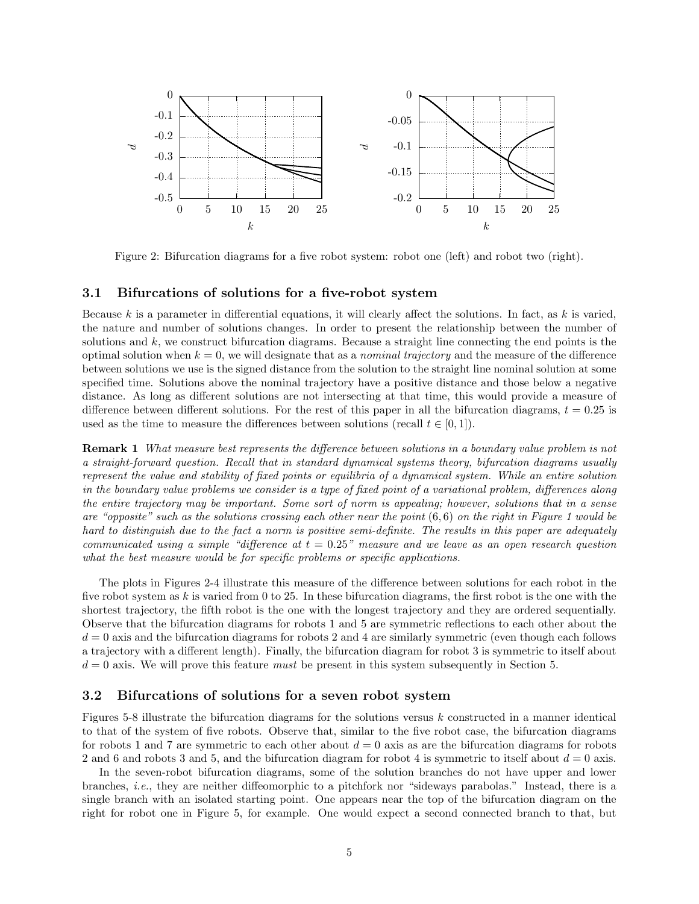Figure 2: Bifurcation diagrams for a five robot system: robot one (left) and robot two (right).

### 3.1 Bifurcations of solutions for a five-robot system

Because $k$ is a parameter in differential equations, it will clearly affect the solutions. In fact, as $k$ is varied, the nature and number of solutions changes. In order to present the relationship between the number of solutions and $k$, we construct bifurcation diagrams. Because a straight line connecting the end points is the optimal solution when $k = 0$, we will designate that as a *nominal trajectory* and the measure of the difference between solutions we use is the signed distance from the solution to the straight line nominal solution at some specified time. Solutions above the nominal trajectory have a positive distance and those below a negative distance. As long as different solutions are not intersecting at that time, this would provide a measure of difference between different solutions. For the rest of this paper in all the bifurcation diagrams, $t = 0.25$ is used as the time to measure the differences between solutions (recall $t \in [0, 1]$).

**Remark 1** *What measure best represents the difference between solutions in a boundary value problem is not a straight-forward question. Recall that in standard dynamical systems theory, bifurcation diagrams usually represent the value and stability of fixed points or equilibria of a dynamical system. While an entire solution in the boundary value problems we consider is a type of fixed point of a variational problem, differences along the entire trajectory may be important. Some sort of norm is appealing; however, solutions that in a sense are "opposite" such as the solutions crossing each other near the point* $(6, 6)$ *on the right in Figure 1 would be hard to distinguish due to the fact a norm is positive semi-definite. The results in this paper are adequately communicated using a simple "difference at* $t = 0.25$*" measure and we leave as an open research question what the best measure would be for specific problems or specific applications.*

The plots in Figures 2-4 illustrate this measure of the difference between solutions for each robot in the five robot system as $k$ is varied from 0 to 25. In these bifurcation diagrams, the first robot is the one with the shortest trajectory, the fifth robot is the one with the longest trajectory and they are ordered sequentially. Observe that the bifurcation diagrams for robots 1 and 5 are symmetric reflections to each other about the $d = 0$ axis and the bifurcation diagrams for robots 2 and 4 are similarly symmetric (even though each follows a trajectory with a different length). Finally, the bifurcation diagram for robot 3 is symmetric to itself about $d = 0$ axis. We will prove this feature *must* be present in this system subsequently in Section 5.

### 3.2 Bifurcations of solutions for a seven robot system

Figures 5-8 illustrate the bifurcation diagrams for the solutions versus $k$ constructed in a manner identical to that of the system of five robots. Observe that, similar to the five robot case, the bifurcation diagrams for robots 1 and 7 are symmetric to each other about $d = 0$ axis as are the bifurcation diagrams for robots 2 and 6 and robots 3 and 5, and the bifurcation diagram for robot 4 is symmetric to itself about $d = 0$ axis.

In the seven-robot bifurcation diagrams, some of the solution branches do not have upper and lower branches, *i.e.*, they are neither diffeomorphic to a pitchfork nor "sideways parabolas." Instead, there is a single branch with an isolated starting point. One appears near the top of the bifurcation diagram on the right for robot one in Figure 5, for example. One would expect a second connected branch to that, but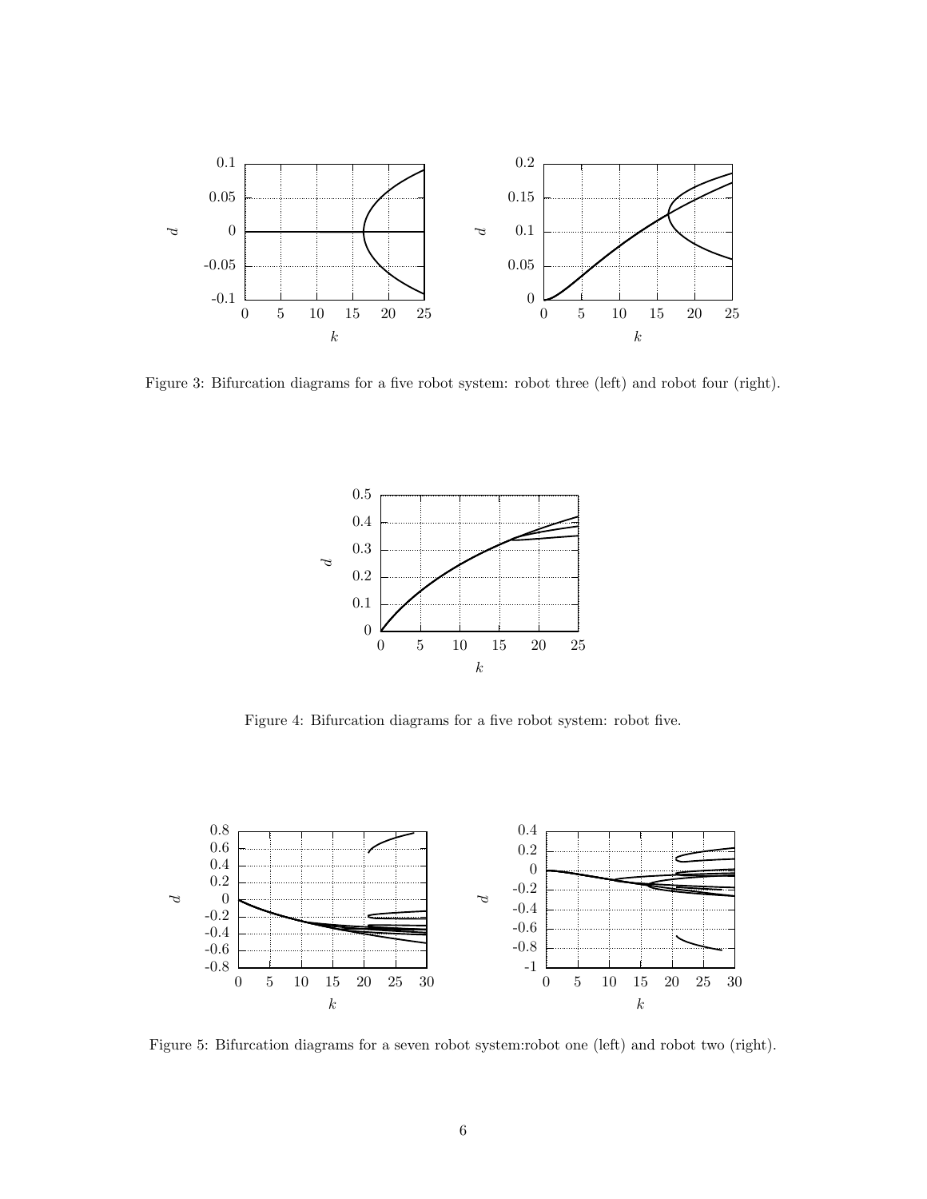Figure 3: Bifurcation diagrams for a five robot system: robot three (left) and robot four (right).

Figure 4: Bifurcation diagrams for a five robot system: robot five.

Figure 5: Bifurcation diagrams for a seven robot system:robot one (left) and robot two (right).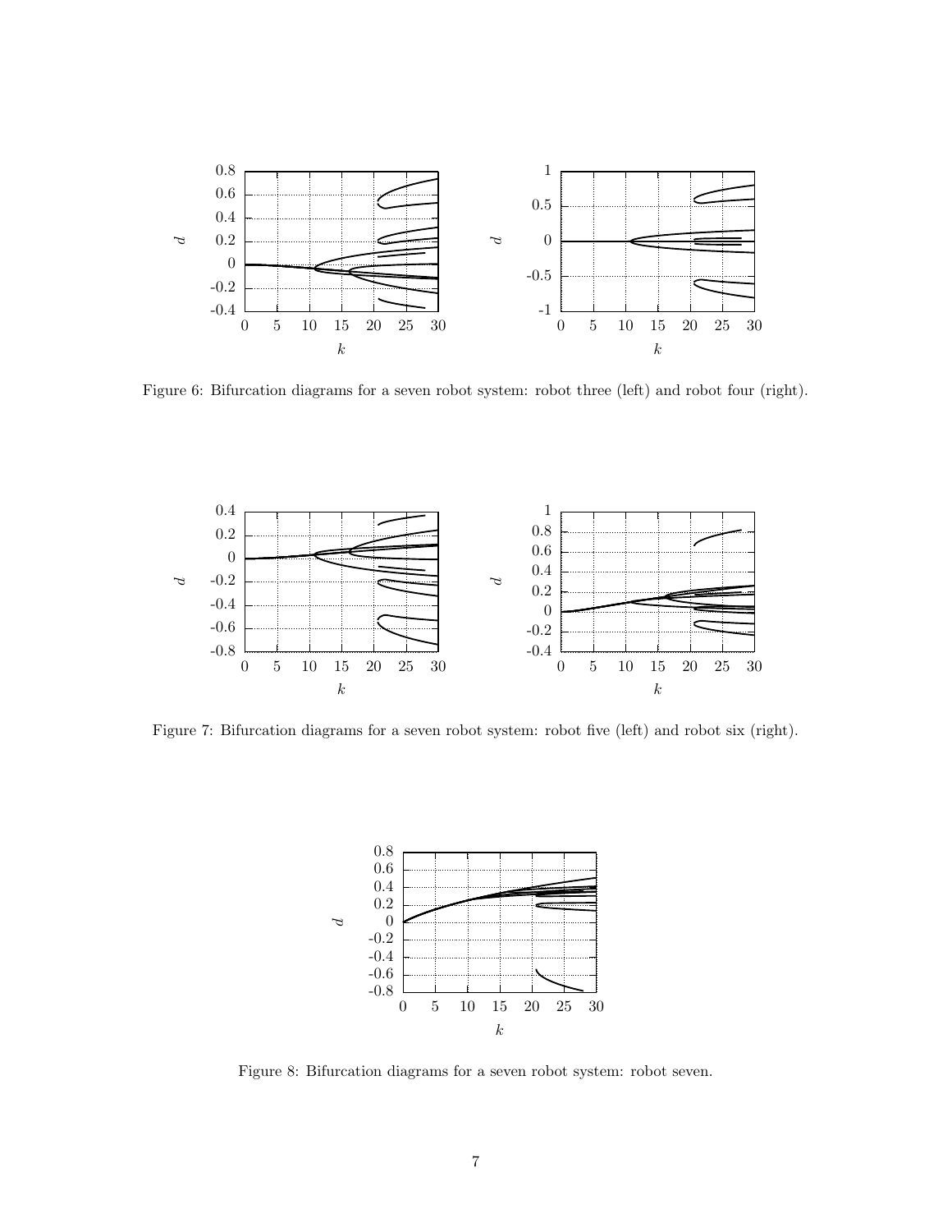Figure 6: Bifurcation diagrams for a seven robot system: robot three (left) and robot four (right).

Figure 7: Bifurcation diagrams for a seven robot system: robot five (left) and robot six (right).

Figure 8: Bifurcation diagrams for a seven robot system: robot seven.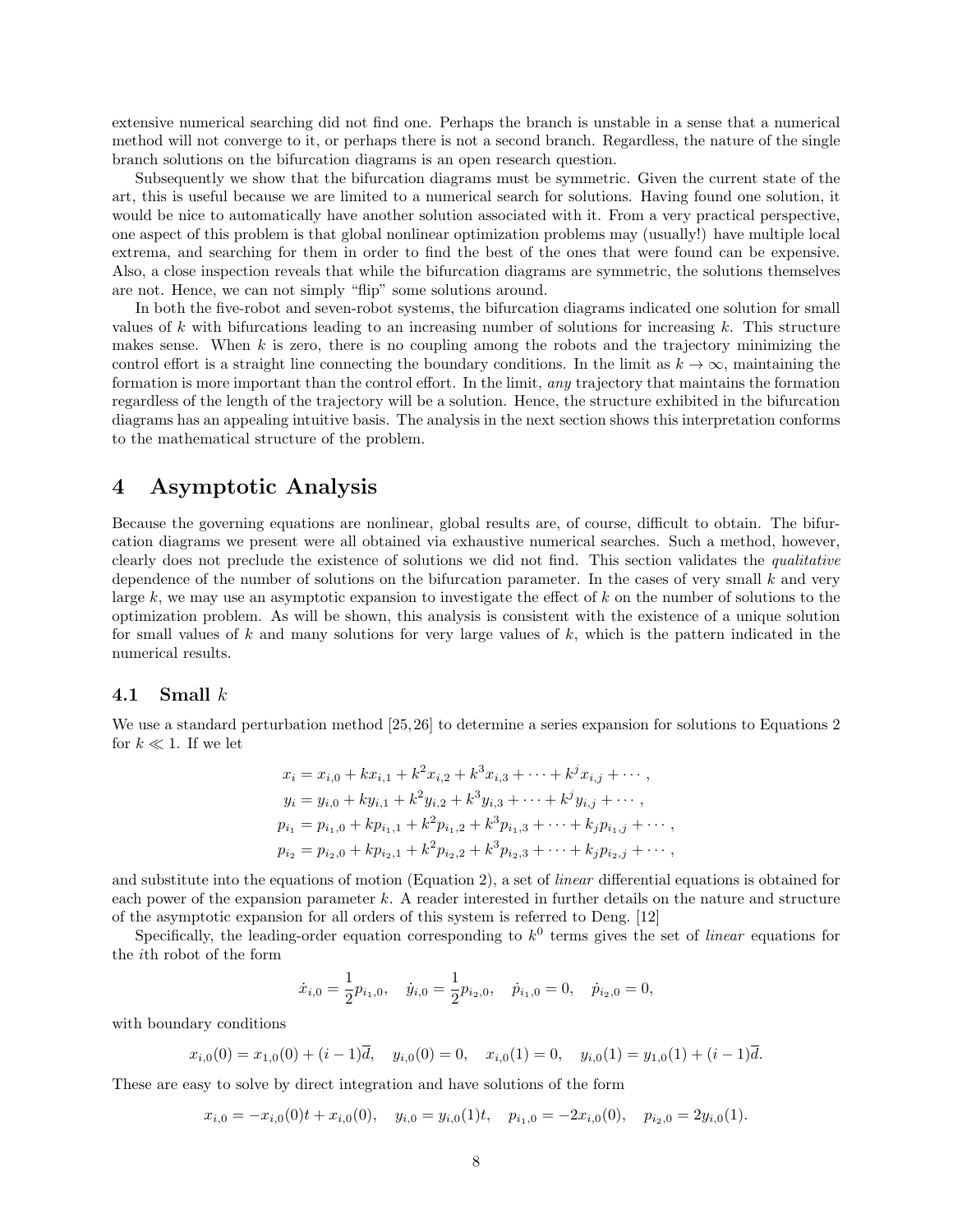extensive numerical searching did not find one. Perhaps the branch is unstable in a sense that a numerical method will not converge to it, or perhaps there is not a second branch. Regardless, the nature of the single branch solutions on the bifurcation diagrams is an open research question.

Subsequently we show that the bifurcation diagrams must be symmetric. Given the current state of the art, this is useful because we are limited to a numerical search for solutions. Having found one solution, it would be nice to automatically have another solution associated with it. From a very practical perspective, one aspect of this problem is that global nonlinear optimization problems may (usually!) have multiple local extrema, and searching for them in order to find the best of the ones that were found can be expensive. Also, a close inspection reveals that while the bifurcation diagrams are symmetric, the solutions themselves are not. Hence, we can not simply "flip" some solutions around.

In both the five-robot and seven-robot systems, the bifurcation diagrams indicated one solution for small values of $k$ with bifurcations leading to an increasing number of solutions for increasing $k$. This structure makes sense. When $k$ is zero, there is no coupling among the robots and the trajectory minimizing the control effort is a straight line connecting the boundary conditions. In the limit as $k \to \infty$, maintaining the formation is more important than the control effort. In the limit, *any* trajectory that maintains the formation regardless of the length of the trajectory will be a solution. Hence, the structure exhibited in the bifurcation diagrams has an appealing intuitive basis. The analysis in the next section shows this interpretation conforms to the mathematical structure of the problem.

# 4 Asymptotic Analysis

Because the governing equations are nonlinear, global results are, of course, difficult to obtain. The bifurcation diagrams we present were all obtained via exhaustive numerical searches. Such a method, however, clearly does not preclude the existence of solutions we did not find. This section validates the *qualitative* dependence of the number of solutions on the bifurcation parameter. In the cases of very small $k$ and very large $k$, we may use an asymptotic expansion to investigate the effect of $k$ on the number of solutions to the optimization problem. As will be shown, this analysis is consistent with the existence of a unique solution for small values of $k$ and many solutions for very large values of $k$, which is the pattern indicated in the numerical results.

## 4.1 Small $k$

We use a standard perturbation method [25,26] to determine a series expansion for solutions to Equations 2 for $k \ll 1$. If we let

$$
\begin{aligned}
x_i &= x_{i,0} + kx_{i,1} + k^2 x_{i,2} + k^3 x_{i,3} + \cdots + k^j x_{i,j} + \cdots , \\
y_i &= y_{i,0} + ky_{i,1} + k^2 y_{i,2} + k^3 y_{i,3} + \cdots + k^j y_{i,j} + \cdots , \\
p_{i_1} &= p_{i_1,0} + kp_{i_1,1} + k^2 p_{i_1,2} + k^3 p_{i_1,3} + \cdots + k_j p_{i_1,j} + \cdots , \\
p_{i_2} &= p_{i_2,0} + kp_{i_2,1} + k^2 p_{i_2,2} + k^3 p_{i_2,3} + \cdots + k_j p_{i_2,j} + \cdots ,
\end{aligned}
$$

and substitute into the equations of motion (Equation 2), a set of *linear* differential equations is obtained for each power of the expansion parameter $k$. A reader interested in further details on the nature and structure of the asymptotic expansion for all orders of this system is referred to Deng. [12]

Specifically, the leading-order equation corresponding to $k^0$ terms gives the set of *linear* equations for the $i$th robot of the form

$$
\dot{x}_{i,0} = \frac{1}{2} p_{i_1,0}, \quad \dot{y}_{i,0} = \frac{1}{2} p_{i_2,0}, \quad \dot{p}_{i_1,0} = 0, \quad \dot{p}_{i_2,0} = 0,
$$

with boundary conditions

$$
x_{i,0}(0) = x_{1,0}(0) + (i-1)\overline{d}, \quad y_{i,0}(0) = 0, \quad x_{i,0}(1) = 0, \quad y_{i,0}(1) = y_{1,0}(1) + (i-1)\overline{d}.
$$

These are easy to solve by direct integration and have solutions of the form

$$
x_{i,0} = -x_{i,0}(0)t + x_{i,0}(0), \quad y_{i,0} = y_{i,0}(1)t, \quad p_{i_1,0} = -2x_{i,0}(0), \quad p_{i_2,0} = 2y_{i,0}(1).
$$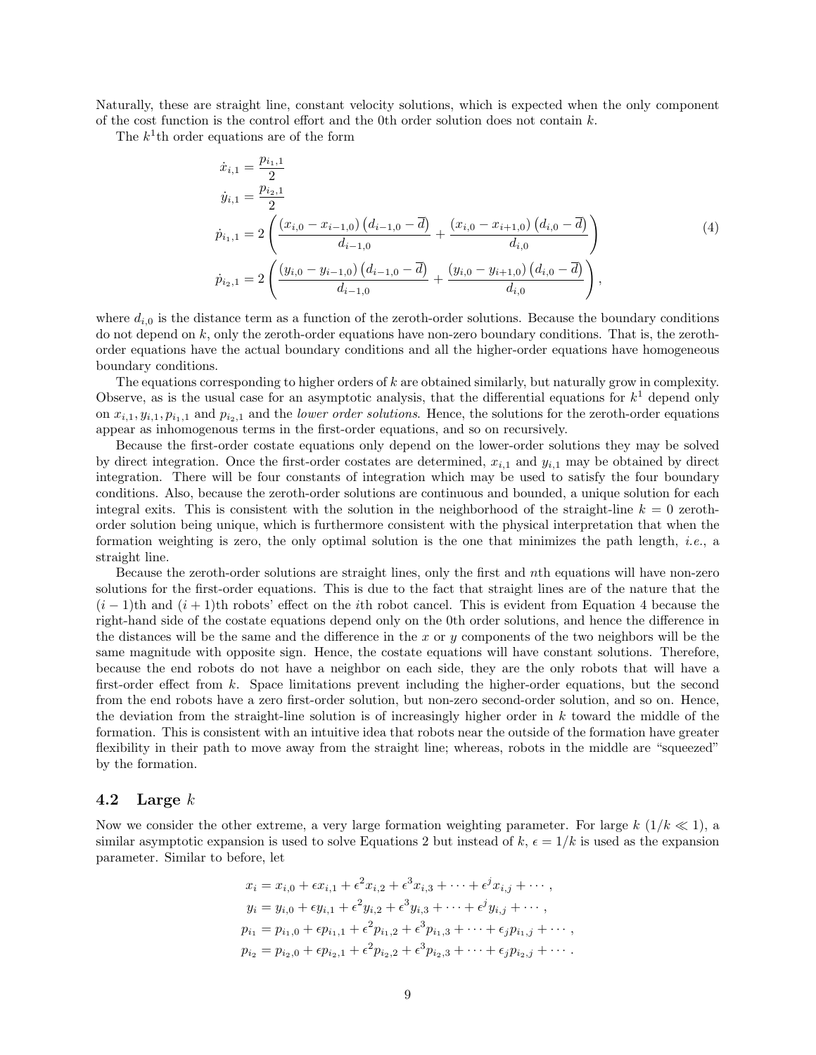Naturally, these are straight line, constant velocity solutions, which is expected when the only component of the cost function is the control effort and the 0th order solution does not contain $k$.

The $k^1$th order equations are of the form

$$
\begin{aligned}
\dot{x}_{i,1} &= \frac{p_{i_1,1}}{2} \\
\dot{y}_{i,1} &= \frac{p_{i_2,1}}{2} \\
\dot{p}_{i_1,1} &= 2\left(\frac{(x_{i,0}-x_{i-1,0})\left(d_{i-1,0}-\overline{d}\right)}{d_{i-1,0}} + \frac{(x_{i,0}-x_{i+1,0})\left(d_{i,0}-\overline{d}\right)}{d_{i,0}}\right) \\
\dot{p}_{i_2,1} &= 2\left(\frac{(y_{i,0}-y_{i-1,0})\left(d_{i-1,0}-\overline{d}\right)}{d_{i-1,0}} + \frac{(y_{i,0}-y_{i+1,0})\left(d_{i,0}-\overline{d}\right)}{d_{i,0}}\right),
\end{aligned}
\tag{4}
$$

where $d_{i,0}$ is the distance term as a function of the zeroth-order solutions. Because the boundary conditions do not depend on $k$, only the zeroth-order equations have non-zero boundary conditions. That is, the zeroth-order equations have the actual boundary conditions and all the higher-order equations have homogeneous boundary conditions.

The equations corresponding to higher orders of $k$ are obtained similarly, but naturally grow in complexity. Observe, as is the usual case for an asymptotic analysis, that the differential equations for $k^1$ depend only on $x_{i,1}, y_{i,1}, p_{i_1,1}$ and $p_{i_2,1}$ and the *lower order solutions*. Hence, the solutions for the zeroth-order equations appear as inhomogenous terms in the first-order equations, and so on recursively.

Because the first-order costate equations only depend on the lower-order solutions they may be solved by direct integration. Once the first-order costates are determined, $x_{i,1}$ and $y_{i,1}$ may be obtained by direct integration. There will be four constants of integration which may be used to satisfy the four boundary conditions. Also, because the zeroth-order solutions are continuous and bounded, a unique solution for each integral exits. This is consistent with the solution in the neighborhood of the straight-line $k = 0$ zeroth-order solution being unique, which is furthermore consistent with the physical interpretation that when the formation weighting is zero, the only optimal solution is the one that minimizes the path length, *i.e.*, a straight line.

Because the zeroth-order solutions are straight lines, only the first and $n$th equations will have non-zero solutions for the first-order equations. This is due to the fact that straight lines are of the nature that the $(i-1)$th and $(i+1)$th robots' effect on the $i$th robot cancel. This is evident from Equation 4 because the right-hand side of the costate equations depend only on the 0th order solutions, and hence the difference in the distances will be the same and the difference in the $x$ or $y$ components of the two neighbors will be the same magnitude with opposite sign. Hence, the costate equations will have constant solutions. Therefore, because the end robots do not have a neighbor on each side, they are the only robots that will have a first-order effect from $k$. Space limitations prevent including the higher-order equations, but the second from the end robots have a zero first-order solution, but non-zero second-order solution, and so on. Hence, the deviation from the straight-line solution is of increasingly higher order in $k$ toward the middle of the formation. This is consistent with an intuitive idea that robots near the outside of the formation have greater flexibility in their path to move away from the straight line; whereas, robots in the middle are "squeezed" by the formation.

## 4.2 Large $k$

Now we consider the other extreme, a very large formation weighting parameter. For large $k$ ($1/k \ll 1$), a similar asymptotic expansion is used to solve Equations 2 but instead of $k$, $\epsilon = 1/k$ is used as the expansion parameter. Similar to before, let

$$
\begin{aligned}
x_i &= x_{i,0} + \epsilon x_{i,1} + \epsilon^2 x_{i,2} + \epsilon^3 x_{i,3} + \cdots + \epsilon^j x_{i,j} + \cdots, \\
y_i &= y_{i,0} + \epsilon y_{i,1} + \epsilon^2 y_{i,2} + \epsilon^3 y_{i,3} + \cdots + \epsilon^j y_{i,j} + \cdots, \\
p_{i_1} &= p_{i_1,0} + \epsilon p_{i_1,1} + \epsilon^2 p_{i_1,2} + \epsilon^3 p_{i_1,3} + \cdots + \epsilon_j p_{i_1,j} + \cdots, \\
p_{i_2} &= p_{i_2,0} + \epsilon p_{i_2,1} + \epsilon^2 p_{i_2,2} + \epsilon^3 p_{i_2,3} + \cdots + \epsilon_j p_{i_2,j} + \cdots.
\end{aligned}
$$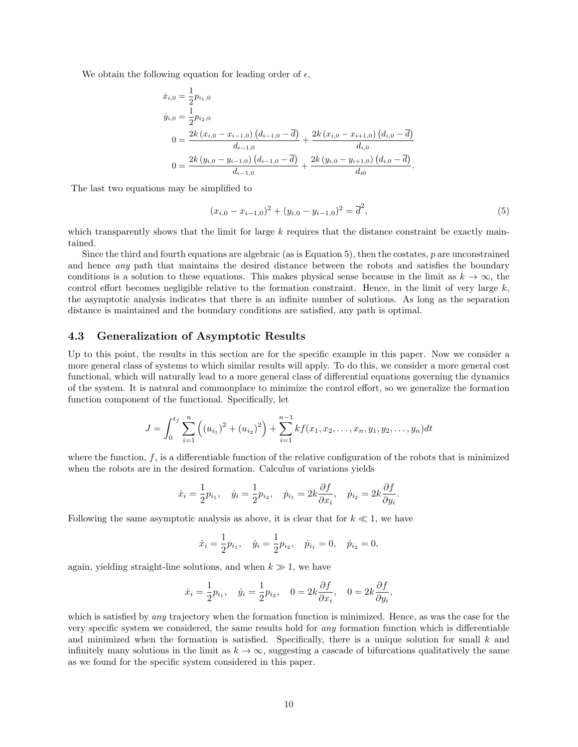We obtain the following equation for leading order of $\epsilon$,

$$
\begin{aligned}
\dot{x}_{i,0} &= \frac{1}{2} p_{i_1,0} \\
\dot{y}_{i,0} &= \frac{1}{2} p_{i_2,0} \\
0 &= \frac{2k\left(x_{i,0}-x_{i-1,0}\right)\left(d_{i-1,0}-\overline{d}\right)}{d_{i-1,0}} + \frac{2k\left(x_{i,0}-x_{i+1,0}\right)\left(d_{i,0}-\overline{d}\right)}{d_{i,0}} \\
0 &= \frac{2k\left(y_{i,0}-y_{i-1,0}\right)\left(d_{i-1,0}-\overline{d}\right)}{d_{i-1,0}} + \frac{2k\left(y_{i,0}-y_{i+1,0}\right)\left(d_{i,0}-\overline{d}\right)}{d_{i0}}.
\end{aligned}
$$

The last two equations may be simplified to

$$
(x_{i,0}-x_{i-1,0})^2 + (y_{i,0}-y_{i-1,0})^2 = \overline{d}^2, \tag{5}
$$

which transparently shows that the limit for large $k$ requires that the distance constraint be exactly maintained.

Since the third and fourth equations are algebraic (as is Equation 5), then the costates, $p$ are unconstrained and hence *any* path that maintains the desired distance between the robots and satisfies the boundary conditions is a solution to these equations. This makes physical sense because in the limit as $k \to \infty$, the control effort becomes negligible relative to the formation constraint. Hence, in the limit of very large $k$, the asymptotic analysis indicates that there is an infinite number of solutions. As long as the separation distance is maintained and the boundary conditions are satisfied, any path is optimal.

### 4.3 Generalization of Asymptotic Results

Up to this point, the results in this section are for the specific example in this paper. Now we consider a more general class of systems to which similar results will apply. To do this, we consider a more general cost functional, which will naturally lead to a more general class of differential equations governing the dynamics of the system. It is natural and commonplace to minimize the control effort, so we generalize the formation function component of the functional. Specifically, let

$$
J = \int_0^{t_f} \sum_{i=1}^{n} \left( (u_{i_1})^2 + (u_{i_2})^2 \right) + \sum_{i=1}^{n-1} k f(x_1, x_2, \ldots, x_n, y_1, y_2, \ldots, y_n) dt
$$

where the function, $f$, is a differentiable function of the relative configuration of the robots that is minimized when the robots are in the desired formation. Calculus of variations yields

$$
\dot{x}_i = \frac{1}{2} p_{i_1}, \quad \dot{y}_i = \frac{1}{2} p_{i_2}, \quad \dot{p}_{i_1} = 2k \frac{\partial f}{\partial x_i}, \quad \dot{p}_{i_2} = 2k \frac{\partial f}{\partial y_i}.
$$

Following the same asymptotic analysis as above, it is clear that for $k \ll 1$, we have

$$
\dot{x}_i = \frac{1}{2} p_{i_1}, \quad \dot{y}_i = \frac{1}{2} p_{i_2}, \quad \dot{p}_{i_1} = 0, \quad \dot{p}_{i_2} = 0,
$$

again, yielding straight-line solutions, and when $k \gg 1$, we have

$$
\dot{x}_i = \frac{1}{2} p_{i_1}, \quad \dot{y}_i = \frac{1}{2} p_{i_2}, \quad 0 = 2k \frac{\partial f}{\partial x_i}, \quad 0 = 2k \frac{\partial f}{\partial y_i},
$$

which is satisfied by *any* trajectory when the formation function is minimized. Hence, as was the case for the very specific system we considered, the same results hold for *any* formation function which is differentiable and minimized when the formation is satisfied. Specifically, there is a unique solution for small $k$ and infinitely many solutions in the limit as $k \to \infty$, suggesting a cascade of bifurcations qualitatively the same as we found for the specific system considered in this paper.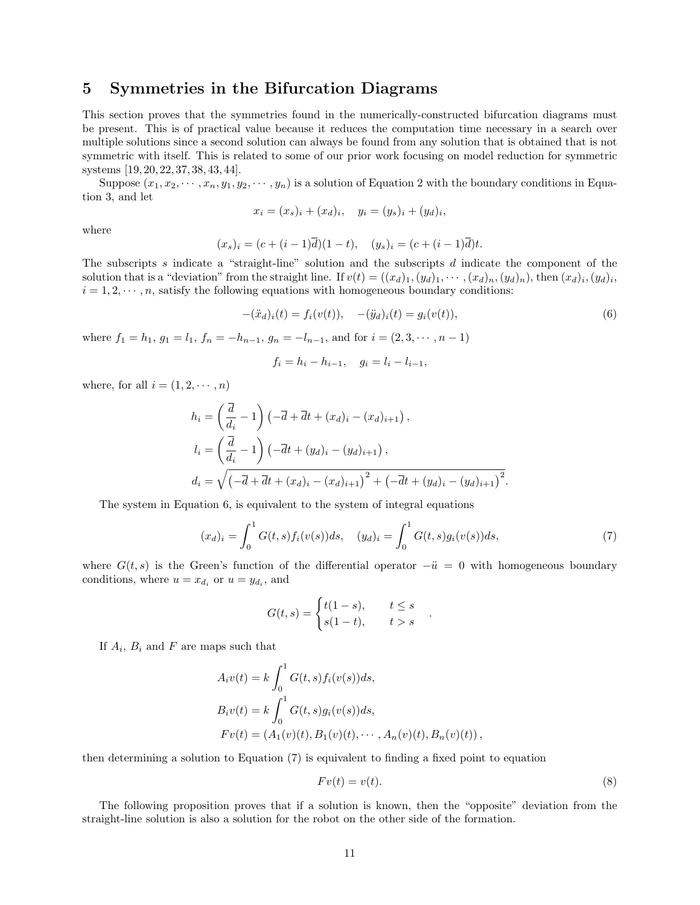# 5 Symmetries in the Bifurcation Diagrams

This section proves that the symmetries found in the numerically-constructed bifurcation diagrams must be present. This is of practical value because it reduces the computation time necessary in a search over multiple solutions since a second solution can always be found from any solution that is obtained that is not symmetric with itself. This is related to some of our prior work focusing on model reduction for symmetric systems [19, 20, 22, 37, 38, 43, 44].

Suppose $(x_1, x_2, \cdots, x_n, y_1, y_2, \cdots, y_n)$ is a solution of Equation 2 with the boundary conditions in Equation 3, and let

$$x_i = (x_s)_i + (x_d)_i, \quad y_i = (y_s)_i + (y_d)_i,$$

where

$$(x_s)_i = (c + (i-1)\overline{d})(1-t), \quad (y_s)_i = (c + (i-1)\overline{d})t.$$

The subscripts $s$ indicate a "straight-line" solution and the subscripts $d$ indicate the component of the solution that is a "deviation" from the straight line. If $v(t) = ((x_d)_1, (y_d)_1, \cdots, (x_d)_n, (y_d)_n)$, then $(x_d)_i, (y_d)_i$, $i = 1, 2, \cdots, n$, satisfy the following equations with homogeneous boundary conditions:

$$-(\ddot{x}_d)_i(t) = f_i(v(t)), \quad -(\ddot{y}_d)_i(t) = g_i(v(t)), \tag{6}$$

where $f_1 = h_1$, $g_1 = l_1$, $f_n = -h_{n-1}$, $g_n = -l_{n-1}$, and for $i = (2, 3, \cdots, n-1)$

$$f_i = h_i - h_{i-1}, \quad g_i = l_i - l_{i-1},$$

where, for all $i = (1, 2, \cdots, n)$

$$\begin{aligned}
h_i &= \left(\frac{\overline{d}}{d_i} - 1\right)\left(-\overline{d} + \overline{d}t + (x_d)_i - (x_d)_{i+1}\right), \\
l_i &= \left(\frac{\overline{d}}{d_i} - 1\right)\left(-\overline{d}t + (y_d)_i - (y_d)_{i+1}\right), \\
d_i &= \sqrt{\left(-\overline{d} + \overline{d}t + (x_d)_i - (x_d)_{i+1}\right)^2 + \left(-\overline{d}t + (y_d)_i - (y_d)_{i+1}\right)^2}.
\end{aligned}$$

The system in Equation 6, is equivalent to the system of integral equations

$$(x_d)_i = \int_0^1 G(t,s) f_i(v(s)) ds, \quad (y_d)_i = \int_0^1 G(t,s) g_i(v(s)) ds, \tag{7}$$

where $G(t,s)$ is the Green's function of the differential operator $-\ddot{u} = 0$ with homogeneous boundary conditions, where $u = x_{d_i}$ or $u = y_{d_i}$, and

$$G(t,s) = \begin{cases} t(1-s), & t \le s \\ s(1-t), & t > s \end{cases}.$$

If $A_i$, $B_i$ and $F$ are maps such that

$$\begin{aligned}
A_i v(t) &= k \int_0^1 G(t,s) f_i(v(s)) ds, \\
B_i v(t) &= k \int_0^1 G(t,s) g_i(v(s)) ds, \\
F v(t) &= \left(A_1(v)(t), B_1(v)(t), \cdots, A_n(v)(t), B_n(v)(t)\right),
\end{aligned}$$

then determining a solution to Equation (7) is equivalent to finding a fixed point to equation

$$F v(t) = v(t). \tag{8}$$

The following proposition proves that if a solution is known, then the "opposite" deviation from the straight-line solution is also a solution for the robot on the other side of the formation.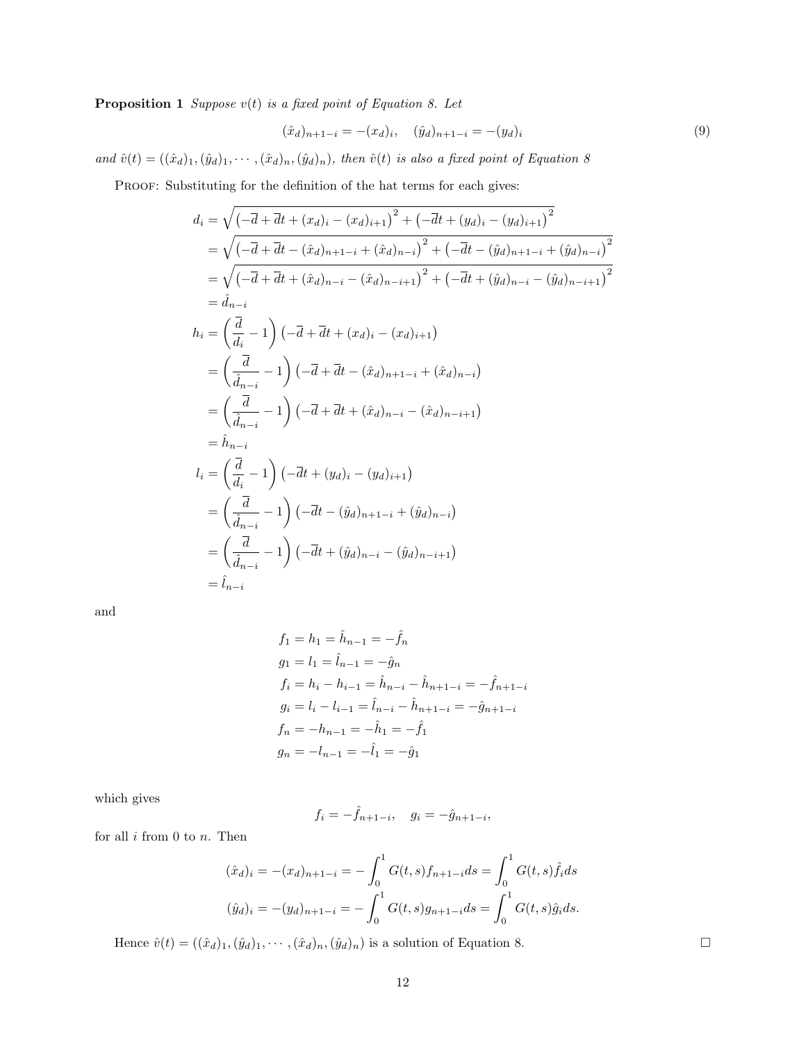**Proposition 1** *Suppose $v(t)$ is a fixed point of Equation 8. Let*

$$(\hat{x}_d)_{n+1-i} = -(x_d)_i, \quad (\hat{y}_d)_{n+1-i} = -(y_d)_i \tag{9}$$

*and $\hat{v}(t) = ((\hat{x}_d)_1, (\hat{y}_d)_1, \cdots, (\hat{x}_d)_n, (\hat{y}_d)_n)$, then $\hat{v}(t)$ is also a fixed point of Equation 8*

Proof: Substituting for the definition of the hat terms for each gives:

$$\begin{aligned}
d_i &= \sqrt{\left(-\overline{d} + \overline{d}t + (x_d)_i - (x_d)_{i+1}\right)^2 + \left(-\overline{d}t + (y_d)_i - (y_d)_{i+1}\right)^2} \\
&= \sqrt{\left(-\overline{d} + \overline{d}t - (\hat{x}_d)_{n+1-i} + (\hat{x}_d)_{n-i}\right)^2 + \left(-\overline{d}t - (\hat{y}_d)_{n+1-i} + (\hat{y}_d)_{n-i}\right)^2} \\
&= \sqrt{\left(-\overline{d} + \overline{d}t + (\hat{x}_d)_{n-i} - (\hat{x}_d)_{n-i+1}\right)^2 + \left(-\overline{d}t + (\hat{y}_d)_{n-i} - (\hat{y}_d)_{n-i+1}\right)^2} \\
&= \hat{d}_{n-i} \\
h_i &= \left(\frac{\overline{d}}{d_i} - 1\right)\left(-\overline{d} + \overline{d}t + (x_d)_i - (x_d)_{i+1}\right) \\
&= \left(\frac{\overline{d}}{\hat{d}_{n-i}} - 1\right)\left(-\overline{d} + \overline{d}t - (\hat{x}_d)_{n+1-i} + (\hat{x}_d)_{n-i}\right) \\
&= \left(\frac{\overline{d}}{\hat{d}_{n-i}} - 1\right)\left(-\overline{d} + \overline{d}t + (\hat{x}_d)_{n-i} - (\hat{x}_d)_{n-i+1}\right) \\
&= \hat{h}_{n-i} \\
l_i &= \left(\frac{\overline{d}}{d_i} - 1\right)\left(-\overline{d}t + (y_d)_i - (y_d)_{i+1}\right) \\
&= \left(\frac{\overline{d}}{\hat{d}_{n-i}} - 1\right)\left(-\overline{d}t - (\hat{y}_d)_{n+1-i} + (\hat{y}_d)_{n-i}\right) \\
&= \left(\frac{\overline{d}}{\hat{d}_{n-i}} - 1\right)\left(-\overline{d}t + (\hat{y}_d)_{n-i} - (\hat{y}_d)_{n-i+1}\right) \\
&= \hat{l}_{n-i}
\end{aligned}$$

and

$$\begin{aligned}
f_1 &= h_1 = \hat{h}_{n-1} = -\hat{f}_n \\
g_1 &= l_1 = \hat{l}_{n-1} = -\hat{g}_n \\
f_i &= h_i - h_{i-1} = \hat{h}_{n-i} - \hat{h}_{n+1-i} = -\hat{f}_{n+1-i} \\
g_i &= l_i - l_{i-1} = \hat{l}_{n-i} - \hat{h}_{n+1-i} = -\hat{g}_{n+1-i} \\
f_n &= -h_{n-1} = -\hat{h}_1 = -\hat{f}_1 \\
g_n &= -l_{n-1} = -\hat{l}_1 = -\hat{g}_1
\end{aligned}$$

which gives

$$f_i = -\hat{f}_{n+1-i}, \quad g_i = -\hat{g}_{n+1-i},$$

for all $i$ from 0 to $n$. Then

$$\begin{aligned}
(\hat{x}_d)_i &= -(x_d)_{n+1-i} = -\int_0^1 G(t,s) f_{n+1-i} ds = \int_0^1 G(t,s) \hat{f}_i ds \\
(\hat{y}_d)_i &= -(y_d)_{n+1-i} = -\int_0^1 G(t,s) g_{n+1-i} ds = \int_0^1 G(t,s) \hat{g}_i ds.
\end{aligned}$$

Hence $\hat{v}(t) = ((\hat{x}_d)_1, (\hat{y}_d)_1, \cdots, (\hat{x}_d)_n, (\hat{y}_d)_n)$ is a solution of Equation 8. □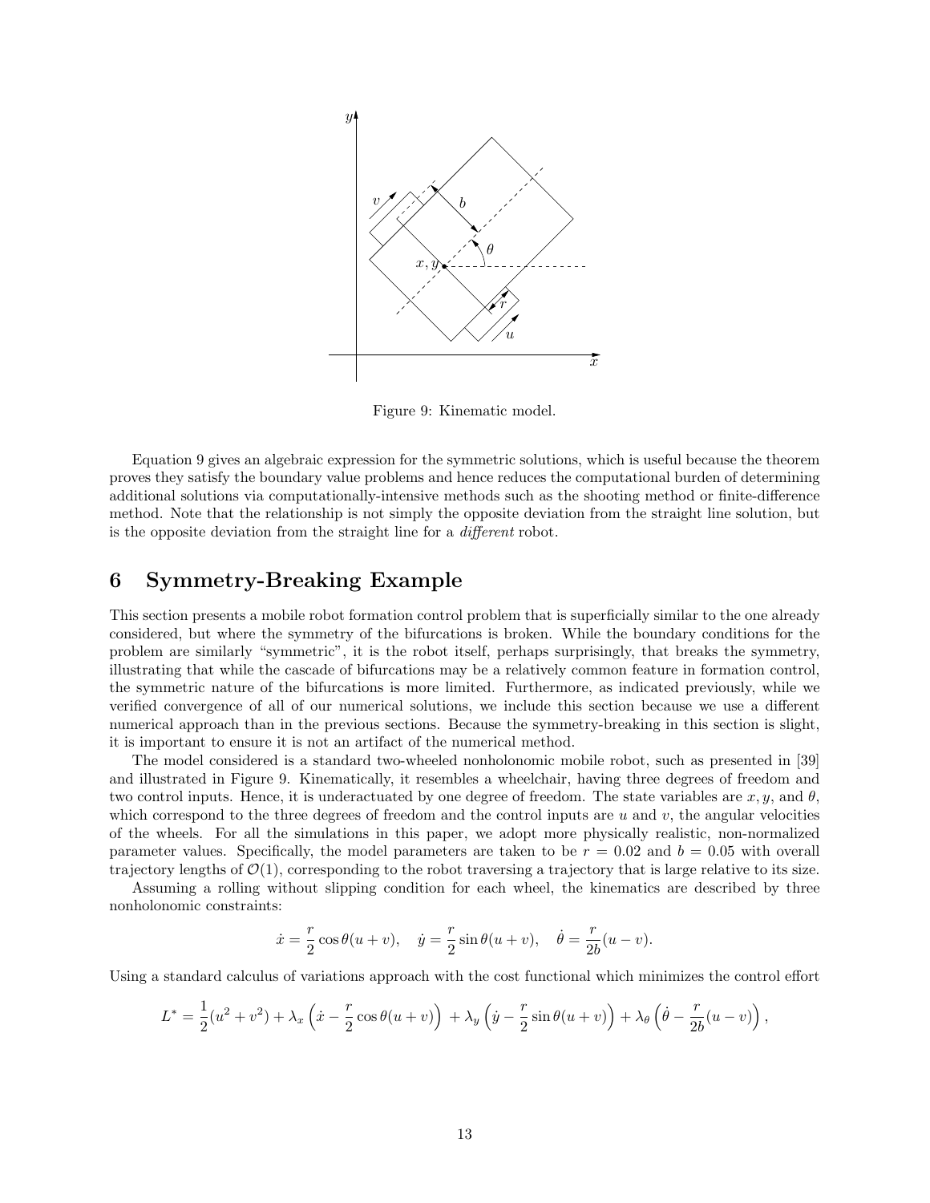Figure 9: Kinematic model.

Equation 9 gives an algebraic expression for the symmetric solutions, which is useful because the theorem proves they satisfy the boundary value problems and hence reduces the computational burden of determining additional solutions via computationally-intensive methods such as the shooting method or finite-difference method. Note that the relationship is not simply the opposite deviation from the straight line solution, but is the opposite deviation from the straight line for a *different* robot.

# 6 Symmetry-Breaking Example

This section presents a mobile robot formation control problem that is superficially similar to the one already considered, but where the symmetry of the bifurcations is broken. While the boundary conditions for the problem are similarly "symmetric", it is the robot itself, perhaps surprisingly, that breaks the symmetry, illustrating that while the cascade of bifurcations may be a relatively common feature in formation control, the symmetric nature of the bifurcations is more limited. Furthermore, as indicated previously, while we verified convergence of all of our numerical solutions, we include this section because we use a different numerical approach than in the previous sections. Because the symmetry-breaking in this section is slight, it is important to ensure it is not an artifact of the numerical method.

The model considered is a standard two-wheeled nonholonomic mobile robot, such as presented in [39] and illustrated in Figure 9. Kinematically, it resembles a wheelchair, having three degrees of freedom and two control inputs. Hence, it is underactuated by one degree of freedom. The state variables are $x, y$, and $\theta$, which correspond to the three degrees of freedom and the control inputs are $u$ and $v$, the angular velocities of the wheels. For all the simulations in this paper, we adopt more physically realistic, non-normalized parameter values. Specifically, the model parameters are taken to be $r = 0.02$ and $b = 0.05$ with overall trajectory lengths of $\mathcal{O}(1)$, corresponding to the robot traversing a trajectory that is large relative to its size.

Assuming a rolling without slipping condition for each wheel, the kinematics are described by three nonholonomic constraints:

$$\dot{x} = \frac{r}{2}\cos\theta(u+v), \quad \dot{y} = \frac{r}{2}\sin\theta(u+v), \quad \dot{\theta} = \frac{r}{2b}(u-v).$$

Using a standard calculus of variations approach with the cost functional which minimizes the control effort

$$L^* = \frac{1}{2}(u^2+v^2) + \lambda_x\left(\dot{x} - \frac{r}{2}\cos\theta(u+v)\right) + \lambda_y\left(\dot{y} - \frac{r}{2}\sin\theta(u+v)\right) + \lambda_\theta\left(\dot{\theta} - \frac{r}{2b}(u-v)\right),$$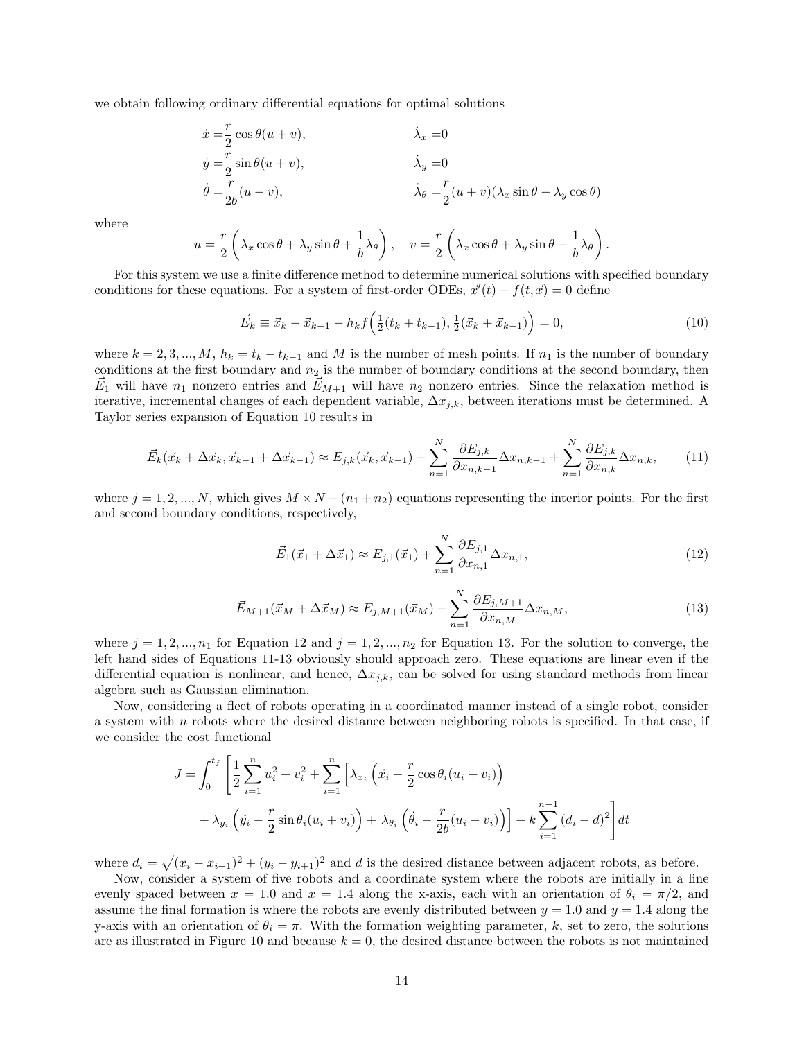we obtain following ordinary differential equations for optimal solutions

$$
\begin{aligned}
\dot{x} &= \frac{r}{2}\cos\theta(u+v), & \dot{\lambda}_x &= 0 \\
\dot{y} &= \frac{r}{2}\sin\theta(u+v), & \dot{\lambda}_y &= 0 \\
\dot{\theta} &= \frac{r}{2b}(u-v), & \dot{\lambda}_\theta &= \frac{r}{2}(u+v)(\lambda_x \sin\theta - \lambda_y\cos\theta)
\end{aligned}
$$

where

$$
u = \frac{r}{2}\left(\lambda_x\cos\theta + \lambda_y \sin\theta + \frac{1}{b}\lambda_\theta\right), \quad v = \frac{r}{2}\left(\lambda_x\cos\theta + \lambda_y \sin\theta - \frac{1}{b}\lambda_\theta\right).
$$

For this system we use a finite difference method to determine numerical solutions with specified boundary conditions for these equations. For a system of first-order ODEs, $\vec{x}'(t) - f(t, \vec{x}) = 0$ define

$$
\vec{E}_k \equiv \vec{x}_k - \vec{x}_{k-1} - h_k f\Big(\tfrac{1}{2}(t_k + t_{k-1}), \tfrac{1}{2}(\vec{x}_k + \vec{x}_{k-1})\Big) = 0, \tag{10}
$$

where $k = 2, 3, ..., M$, $h_k = t_k - t_{k-1}$ and $M$ is the number of mesh points. If $n_1$ is the number of boundary conditions at the first boundary and $n_2$ is the number of boundary conditions at the second boundary, then $\vec{E}_1$ will have $n_1$ nonzero entries and $\vec{E}_{M+1}$ will have $n_2$ nonzero entries. Since the relaxation method is iterative, incremental changes of each dependent variable, $\Delta x_{j,k}$, between iterations must be determined. A Taylor series expansion of Equation 10 results in

$$
\vec{E}_k(\vec{x}_k + \Delta\vec{x}_k, \vec{x}_{k-1} + \Delta\vec{x}_{k-1}) \approx E_{j,k}(\vec{x}_k, \vec{x}_{k-1}) + \sum_{n=1}^{N} \frac{\partial E_{j,k}}{\partial x_{n,k-1}}\Delta x_{n,k-1} + \sum_{n=1}^{N}\frac{\partial E_{j,k}}{\partial x_{n,k}}\Delta x_{n,k}, \tag{11}
$$

where $j = 1, 2, ..., N$, which gives $M \times N - (n_1 + n_2)$ equations representing the interior points. For the first and second boundary conditions, respectively,

$$
\vec{E}_1(\vec{x}_1 + \Delta\vec{x}_1) \approx E_{j,1}(\vec{x}_1) + \sum_{n=1}^{N}\frac{\partial E_{j,1}}{\partial x_{n,1}}\Delta x_{n,1}, \tag{12}
$$

$$
\vec{E}_{M+1}(\vec{x}_M + \Delta\vec{x}_M) \approx E_{j,M+1}(\vec{x}_M) + \sum_{n=1}^{N}\frac{\partial E_{j,M+1}}{\partial x_{n,M}}\Delta x_{n,M}, \tag{13}
$$

where $j = 1, 2, ..., n_1$ for Equation 12 and $j = 1, 2, ..., n_2$ for Equation 13. For the solution to converge, the left hand sides of Equations 11-13 obviously should approach zero. These equations are linear even if the differential equation is nonlinear, and hence, $\Delta x_{j,k}$, can be solved for using standard methods from linear algebra such as Gaussian elimination.

Now, considering a fleet of robots operating in a coordinated manner instead of a single robot, consider a system with $n$ robots where the desired distance between neighboring robots is specified. In that case, if we consider the cost functional

$$
\begin{aligned}
J = \int_0^{t_f} \Bigg[ &\frac{1}{2}\sum_{i=1}^{n} u_i^2 + v_i^2 + \sum_{i=1}^{n}\Big[\lambda_{x_i}\Big(\dot{x_i} - \frac{r}{2}\cos\theta_i(u_i+v_i)\Big) \\
&+ \lambda_{y_i}\Big(\dot{y_i} - \frac{r}{2}\sin\theta_i(u_i+v_i)\Big) + \lambda_{\theta_i}\Big(\dot{\theta_i} - \frac{r}{2b}(u_i - v_i)\Big)\Big] + k\sum_{i=1}^{n-1}(d_i - \overline{d})^2\Bigg] dt
\end{aligned}
$$

where $d_i = \sqrt{(x_i - x_{i+1})^2 + (y_i - y_{i+1})^2}$ and $\overline{d}$ is the desired distance between adjacent robots, as before.

Now, consider a system of five robots and a coordinate system where the robots are initially in a line evenly spaced between $x = 1.0$ and $x = 1.4$ along the x-axis, each with an orientation of $\theta_i = \pi/2$, and assume the final formation is where the robots are evenly distributed between $y = 1.0$ and $y = 1.4$ along the y-axis with an orientation of $\theta_i = \pi$. With the formation weighting parameter, $k$, set to zero, the solutions are as illustrated in Figure 10 and because $k = 0$, the desired distance between the robots is not maintained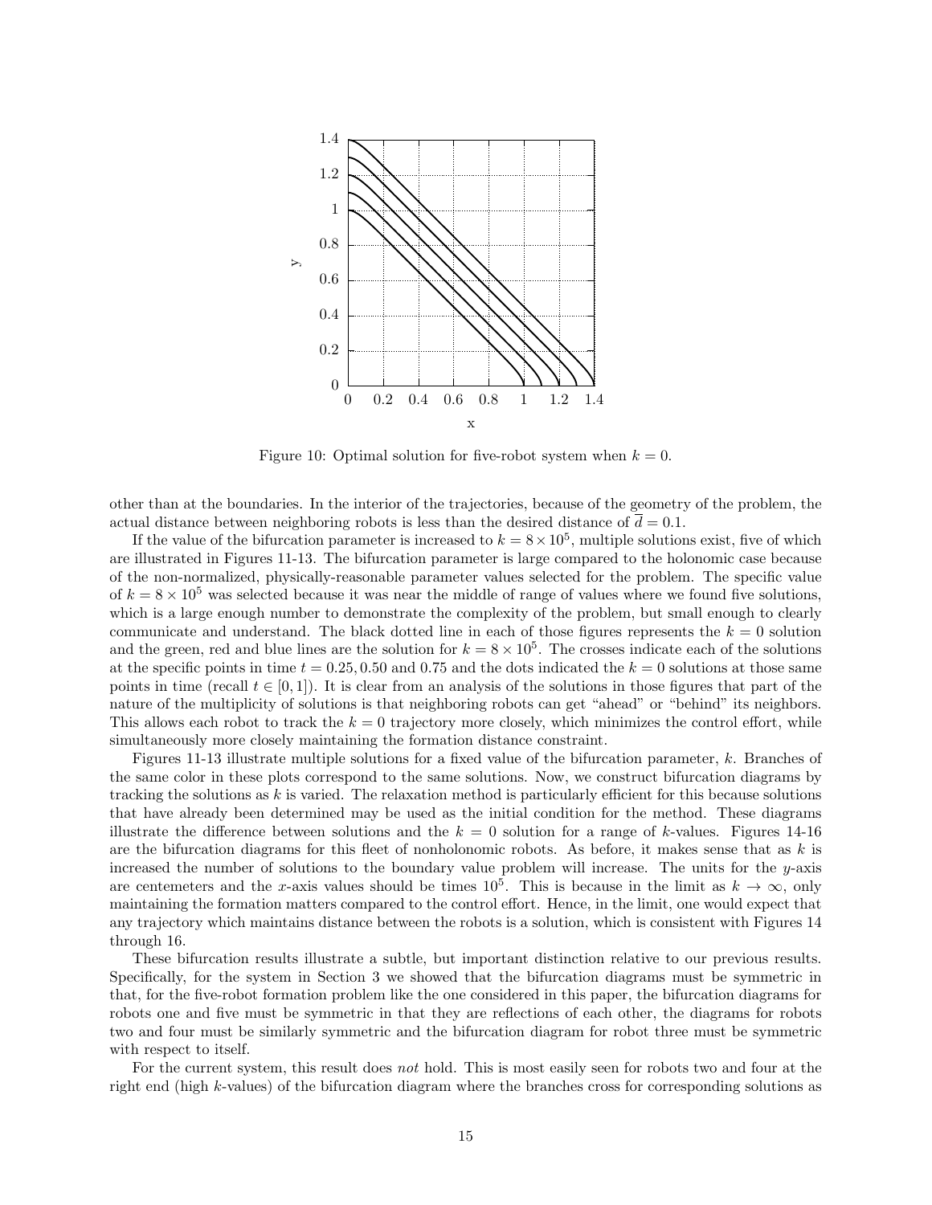Figure 10: Optimal solution for five-robot system when $k = 0$.

other than at the boundaries. In the interior of the trajectories, because of the geometry of the problem, the actual distance between neighboring robots is less than the desired distance of $\overline{d} = 0.1$.

If the value of the bifurcation parameter is increased to $k = 8 \times 10^5$, multiple solutions exist, five of which are illustrated in Figures 11-13. The bifurcation parameter is large compared to the holonomic case because of the non-normalized, physically-reasonable parameter values selected for the problem. The specific value of $k = 8 \times 10^5$ was selected because it was near the middle of range of values where we found five solutions, which is a large enough number to demonstrate the complexity of the problem, but small enough to clearly communicate and understand. The black dotted line in each of those figures represents the $k = 0$ solution and the green, red and blue lines are the solution for $k = 8 \times 10^5$. The crosses indicate each of the solutions at the specific points in time $t = 0.25, 0.50$ and $0.75$ and the dots indicated the $k = 0$ solutions at those same points in time (recall $t \in [0, 1]$). It is clear from an analysis of the solutions in those figures that part of the nature of the multiplicity of solutions is that neighboring robots can get "ahead" or "behind" its neighbors. This allows each robot to track the $k = 0$ trajectory more closely, which minimizes the control effort, while simultaneously more closely maintaining the formation distance constraint.

Figures 11-13 illustrate multiple solutions for a fixed value of the bifurcation parameter, $k$. Branches of the same color in these plots correspond to the same solutions. Now, we construct bifurcation diagrams by tracking the solutions as $k$ is varied. The relaxation method is particularly efficient for this because solutions that have already been determined may be used as the initial condition for the method. These diagrams illustrate the difference between solutions and the $k = 0$ solution for a range of $k$-values. Figures 14-16 are the bifurcation diagrams for this fleet of nonholonomic robots. As before, it makes sense that as $k$ is increased the number of solutions to the boundary value problem will increase. The units for the $y$-axis are centemeters and the $x$-axis values should be times $10^5$. This is because in the limit as $k \to \infty$, only maintaining the formation matters compared to the control effort. Hence, in the limit, one would expect that any trajectory which maintains distance between the robots is a solution, which is consistent with Figures 14 through 16.

These bifurcation results illustrate a subtle, but important distinction relative to our previous results. Specifically, for the system in Section 3 we showed that the bifurcation diagrams must be symmetric in that, for the five-robot formation problem like the one considered in this paper, the bifurcation diagrams for robots one and five must be symmetric in that they are reflections of each other, the diagrams for robots two and four must be similarly symmetric and the bifurcation diagram for robot three must be symmetric with respect to itself.

For the current system, this result does *not* hold. This is most easily seen for robots two and four at the right end (high $k$-values) of the bifurcation diagram where the branches cross for corresponding solutions as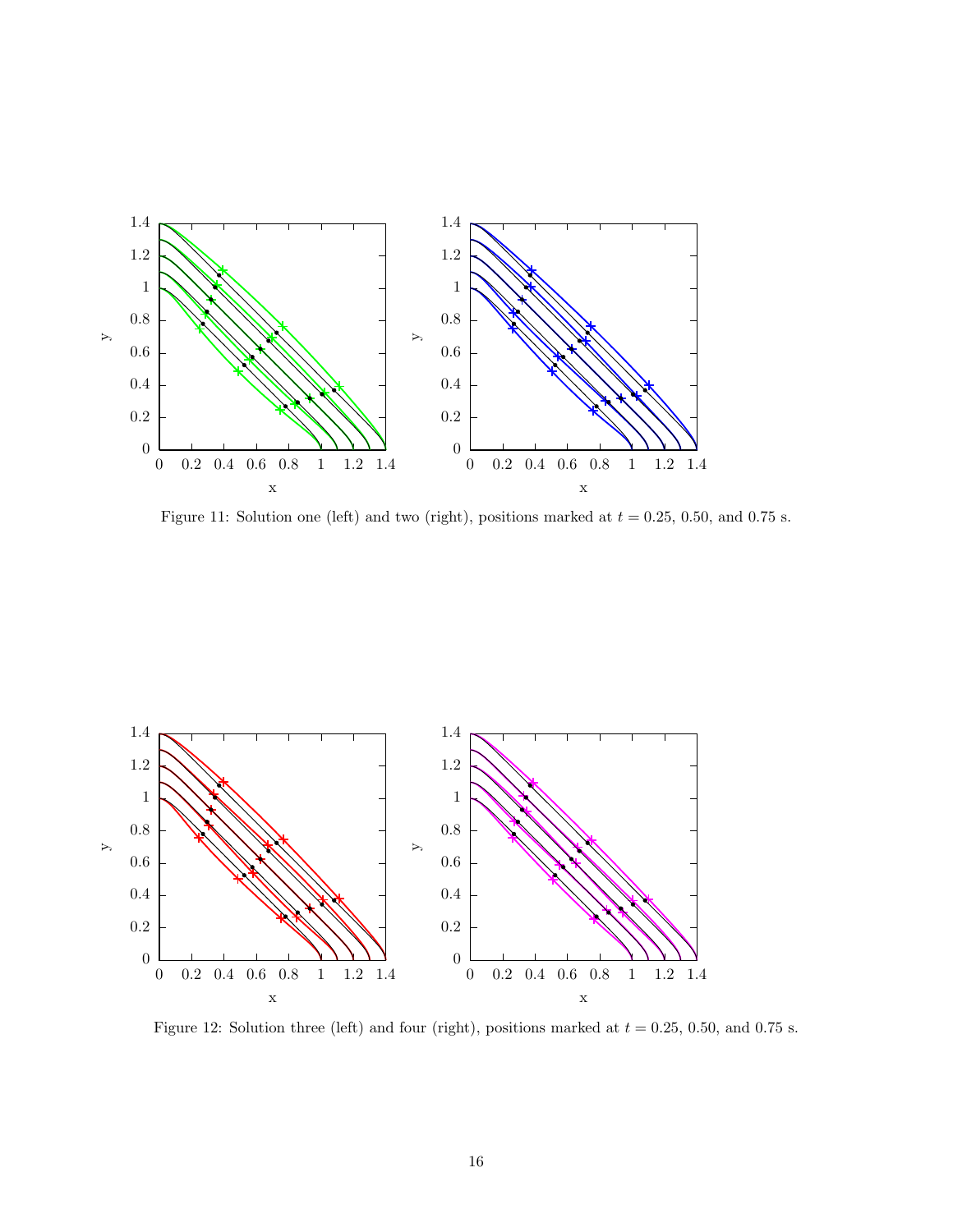Figure 11: Solution one (left) and two (right), positions marked at $t = 0.25$, 0.50, and 0.75 s.

Figure 12: Solution three (left) and four (right), positions marked at $t = 0.25$, 0.50, and 0.75 s.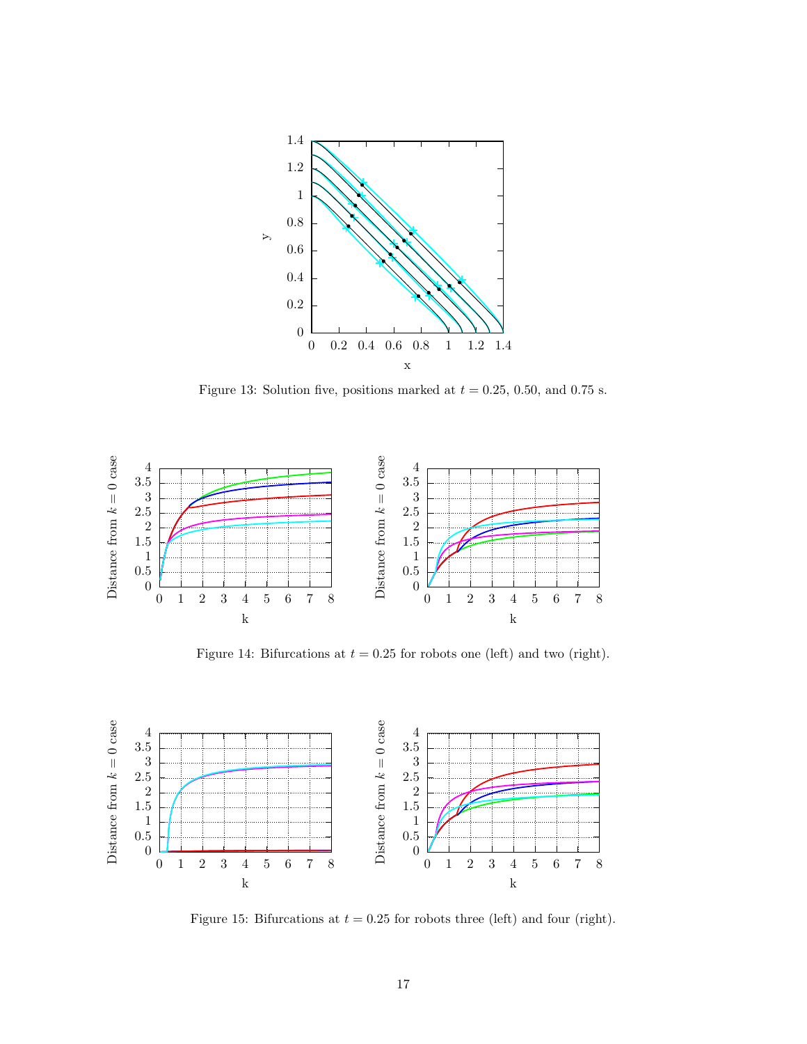Figure 13: Solution five, positions marked at $t = 0.25$, 0.50, and 0.75 s.

Figure 14: Bifurcations at $t = 0.25$ for robots one (left) and two (right).

Figure 15: Bifurcations at $t = 0.25$ for robots three (left) and four (right).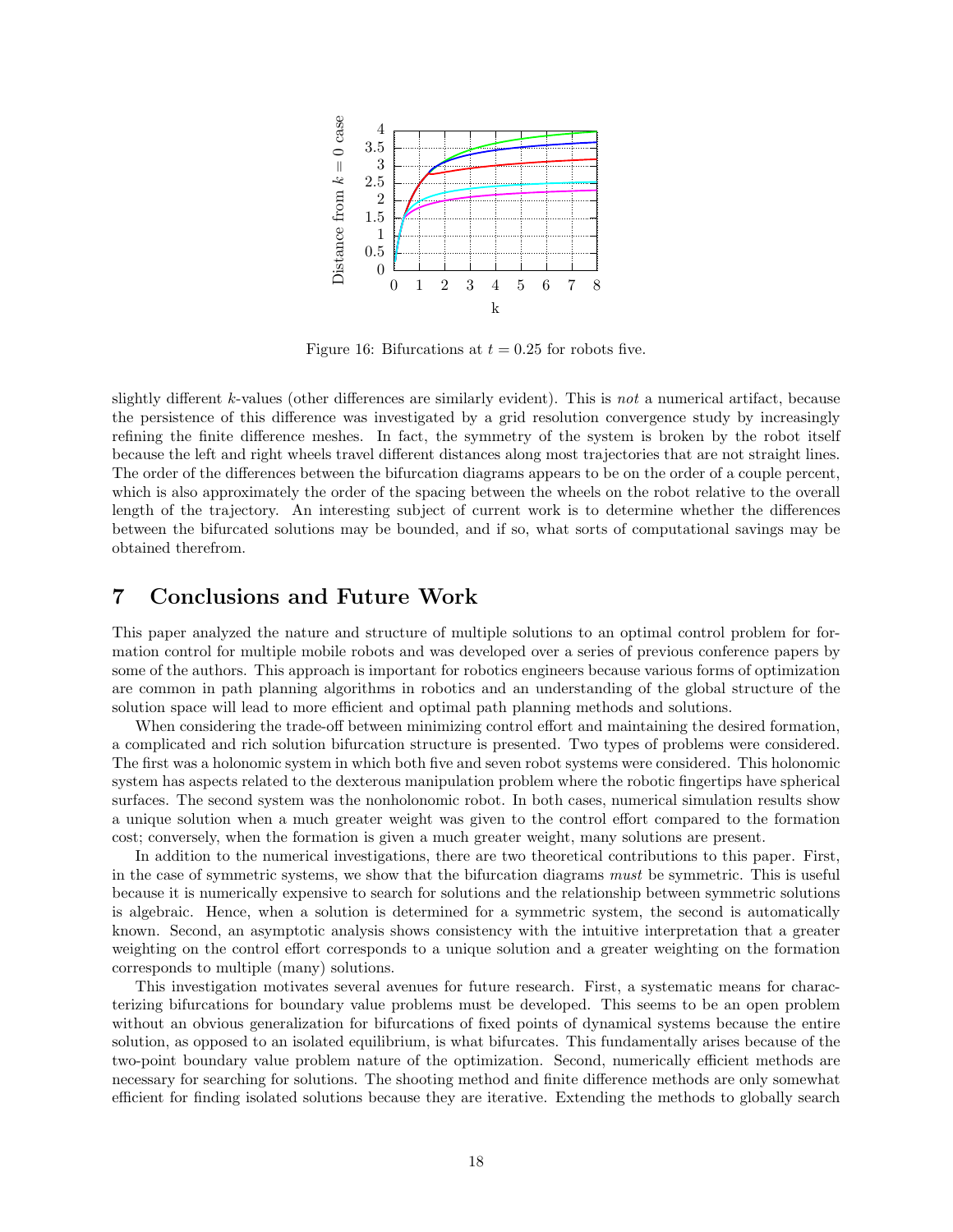Distance from $k = 0$ case

4
3.5
3
2.5
2
1.5
1
0.5
0

0 1 2 3 4 5 6 7 8

k

Figure 16: Bifurcations at $t = 0.25$ for robots five.

slightly different $k$-values (other differences are similarly evident). This is *not* a numerical artifact, because the persistence of this difference was investigated by a grid resolution convergence study by increasingly refining the finite difference meshes. In fact, the symmetry of the system is broken by the robot itself because the left and right wheels travel different distances along most trajectories that are not straight lines. The order of the differences between the bifurcation diagrams appears to be on the order of a couple percent, which is also approximately the order of the spacing between the wheels on the robot relative to the overall length of the trajectory. An interesting subject of current work is to determine whether the differences between the bifurcated solutions may be bounded, and if so, what sorts of computational savings may be obtained therefrom.

## 7 Conclusions and Future Work

This paper analyzed the nature and structure of multiple solutions to an optimal control problem for formation control for multiple mobile robots and was developed over a series of previous conference papers by some of the authors. This approach is important for robotics engineers because various forms of optimization are common in path planning algorithms in robotics and an understanding of the global structure of the solution space will lead to more efficient and optimal path planning methods and solutions.

When considering the trade-off between minimizing control effort and maintaining the desired formation, a complicated and rich solution bifurcation structure is presented. Two types of problems were considered. The first was a holonomic system in which both five and seven robot systems were considered. This holonomic system has aspects related to the dexterous manipulation problem where the robotic fingertips have spherical surfaces. The second system was the nonholonomic robot. In both cases, numerical simulation results show a unique solution when a much greater weight was given to the control effort compared to the formation cost; conversely, when the formation is given a much greater weight, many solutions are present.

In addition to the numerical investigations, there are two theoretical contributions to this paper. First, in the case of symmetric systems, we show that the bifurcation diagrams *must* be symmetric. This is useful because it is numerically expensive to search for solutions and the relationship between symmetric solutions is algebraic. Hence, when a solution is determined for a symmetric system, the second is automatically known. Second, an asymptotic analysis shows consistency with the intuitive interpretation that a greater weighting on the control effort corresponds to a unique solution and a greater weighting on the formation corresponds to multiple (many) solutions.

This investigation motivates several avenues for future research. First, a systematic means for characterizing bifurcations for boundary value problems must be developed. This seems to be an open problem without an obvious generalization for bifurcations of fixed points of dynamical systems because the entire solution, as opposed to an isolated equilibrium, is what bifurcates. This fundamentally arises because of the two-point boundary value problem nature of the optimization. Second, numerically efficient methods are necessary for searching for solutions. The shooting method and finite difference methods are only somewhat efficient for finding isolated solutions because they are iterative. Extending the methods to globally search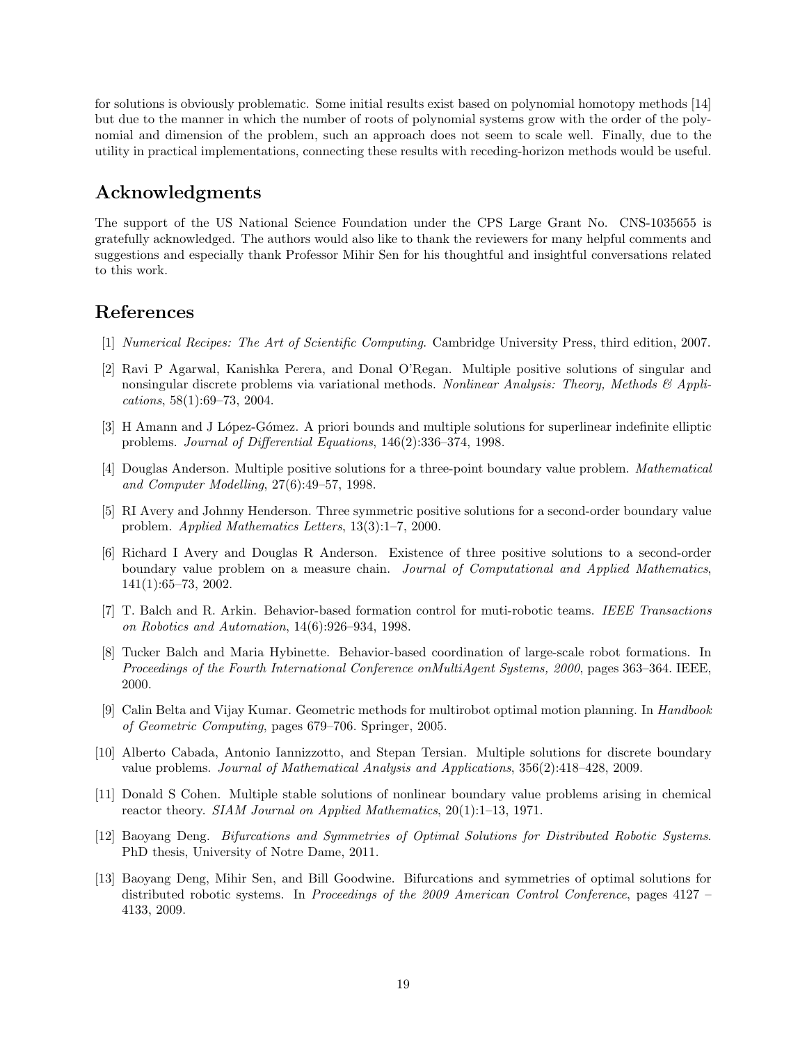for solutions is obviously problematic. Some initial results exist based on polynomial homotopy methods [14] but due to the manner in which the number of roots of polynomial systems grow with the order of the polynomial and dimension of the problem, such an approach does not seem to scale well. Finally, due to the utility in practical implementations, connecting these results with receding-horizon methods would be useful.

## Acknowledgments

The support of the US National Science Foundation under the CPS Large Grant No. CNS-1035655 is gratefully acknowledged. The authors would also like to thank the reviewers for many helpful comments and suggestions and especially thank Professor Mihir Sen for his thoughtful and insightful conversations related to this work.

## References

[1] *Numerical Recipes: The Art of Scientific Computing*. Cambridge University Press, third edition, 2007.

[2] Ravi P Agarwal, Kanishka Perera, and Donal O'Regan. Multiple positive solutions of singular and nonsingular discrete problems via variational methods. *Nonlinear Analysis: Theory, Methods & Applications*, 58(1):69–73, 2004.

[3] H Amann and J López-Gómez. A priori bounds and multiple solutions for superlinear indefinite elliptic problems. *Journal of Differential Equations*, 146(2):336–374, 1998.

[4] Douglas Anderson. Multiple positive solutions for a three-point boundary value problem. *Mathematical and Computer Modelling*, 27(6):49–57, 1998.

[5] RI Avery and Johnny Henderson. Three symmetric positive solutions for a second-order boundary value problem. *Applied Mathematics Letters*, 13(3):1–7, 2000.

[6] Richard I Avery and Douglas R Anderson. Existence of three positive solutions to a second-order boundary value problem on a measure chain. *Journal of Computational and Applied Mathematics*, 141(1):65–73, 2002.

[7] T. Balch and R. Arkin. Behavior-based formation control for muti-robotic teams. *IEEE Transactions on Robotics and Automation*, 14(6):926–934, 1998.

[8] Tucker Balch and Maria Hybinette. Behavior-based coordination of large-scale robot formations. In *Proceedings of the Fourth International Conference onMultiAgent Systems, 2000*, pages 363–364. IEEE, 2000.

[9] Calin Belta and Vijay Kumar. Geometric methods for multirobot optimal motion planning. In *Handbook of Geometric Computing*, pages 679–706. Springer, 2005.

[10] Alberto Cabada, Antonio Iannizzotto, and Stepan Tersian. Multiple solutions for discrete boundary value problems. *Journal of Mathematical Analysis and Applications*, 356(2):418–428, 2009.

[11] Donald S Cohen. Multiple stable solutions of nonlinear boundary value problems arising in chemical reactor theory. *SIAM Journal on Applied Mathematics*, 20(1):1–13, 1971.

[12] Baoyang Deng. *Bifurcations and Symmetries of Optimal Solutions for Distributed Robotic Systems*. PhD thesis, University of Notre Dame, 2011.

[13] Baoyang Deng, Mihir Sen, and Bill Goodwine. Bifurcations and symmetries of optimal solutions for distributed robotic systems. In *Proceedings of the 2009 American Control Conference*, pages 4127 – 4133, 2009.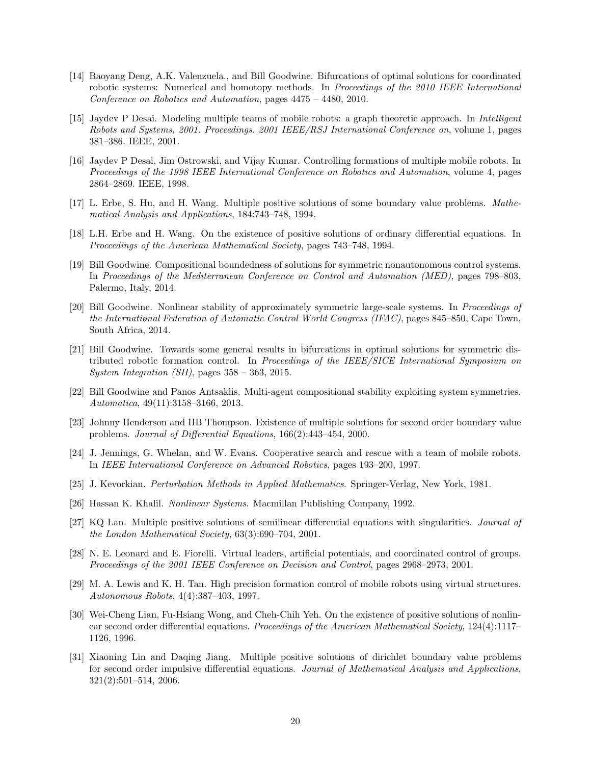[14] Baoyang Deng, A.K. Valenzuela., and Bill Goodwine. Bifurcations of optimal solutions for coordinated robotic systems: Numerical and homotopy methods. In *Proceedings of the 2010 IEEE International Conference on Robotics and Automation*, pages 4475 – 4480, 2010.

[15] Jaydev P Desai. Modeling multiple teams of mobile robots: a graph theoretic approach. In *Intelligent Robots and Systems, 2001. Proceedings. 2001 IEEE/RSJ International Conference on*, volume 1, pages 381–386. IEEE, 2001.

[16] Jaydev P Desai, Jim Ostrowski, and Vijay Kumar. Controlling formations of multiple mobile robots. In *Proceedings of the 1998 IEEE International Conference on Robotics and Automation*, volume 4, pages 2864–2869. IEEE, 1998.

[17] L. Erbe, S. Hu, and H. Wang. Multiple positive solutions of some boundary value problems. *Mathematical Analysis and Applications*, 184:743–748, 1994.

[18] L.H. Erbe and H. Wang. On the existence of positive solutions of ordinary differential equations. In *Proceedings of the American Mathematical Society*, pages 743–748, 1994.

[19] Bill Goodwine. Compositional boundedness of solutions for symmetric nonautonomous control systems. In *Proceedings of the Mediterranean Conference on Control and Automation (MED)*, pages 798–803, Palermo, Italy, 2014.

[20] Bill Goodwine. Nonlinear stability of approximately symmetric large-scale systems. In *Proceedings of the International Federation of Automatic Control World Congress (IFAC)*, pages 845–850, Cape Town, South Africa, 2014.

[21] Bill Goodwine. Towards some general results in bifurcations in optimal solutions for symmetric distributed robotic formation control. In *Proceedings of the IEEE/SICE International Symposium on System Integration (SII)*, pages 358 – 363, 2015.

[22] Bill Goodwine and Panos Antsaklis. Multi-agent compositional stability exploiting system symmetries. *Automatica*, 49(11):3158–3166, 2013.

[23] Johnny Henderson and HB Thompson. Existence of multiple solutions for second order boundary value problems. *Journal of Differential Equations*, 166(2):443–454, 2000.

[24] J. Jennings, G. Whelan, and W. Evans. Cooperative search and rescue with a team of mobile robots. In *IEEE International Conference on Advanced Robotics*, pages 193–200, 1997.

[25] J. Kevorkian. *Perturbation Methods in Applied Mathematics*. Springer-Verlag, New York, 1981.

[26] Hassan K. Khalil. *Nonlinear Systems*. Macmillan Publishing Company, 1992.

[27] KQ Lan. Multiple positive solutions of semilinear differential equations with singularities. *Journal of the London Mathematical Society*, 63(3):690–704, 2001.

[28] N. E. Leonard and E. Fiorelli. Virtual leaders, artificial potentials, and coordinated control of groups. *Proceedings of the 2001 IEEE Conference on Decision and Control*, pages 2968–2973, 2001.

[29] M. A. Lewis and K. H. Tan. High precision formation control of mobile robots using virtual structures. *Autonomous Robots*, 4(4):387–403, 1997.

[30] Wei-Cheng Lian, Fu-Hsiang Wong, and Cheh-Chih Yeh. On the existence of positive solutions of nonlinear second order differential equations. *Proceedings of the American Mathematical Society*, 124(4):1117–1126, 1996.

[31] Xiaoning Lin and Daqing Jiang. Multiple positive solutions of dirichlet boundary value problems for second order impulsive differential equations. *Journal of Mathematical Analysis and Applications*, 321(2):501–514, 2006.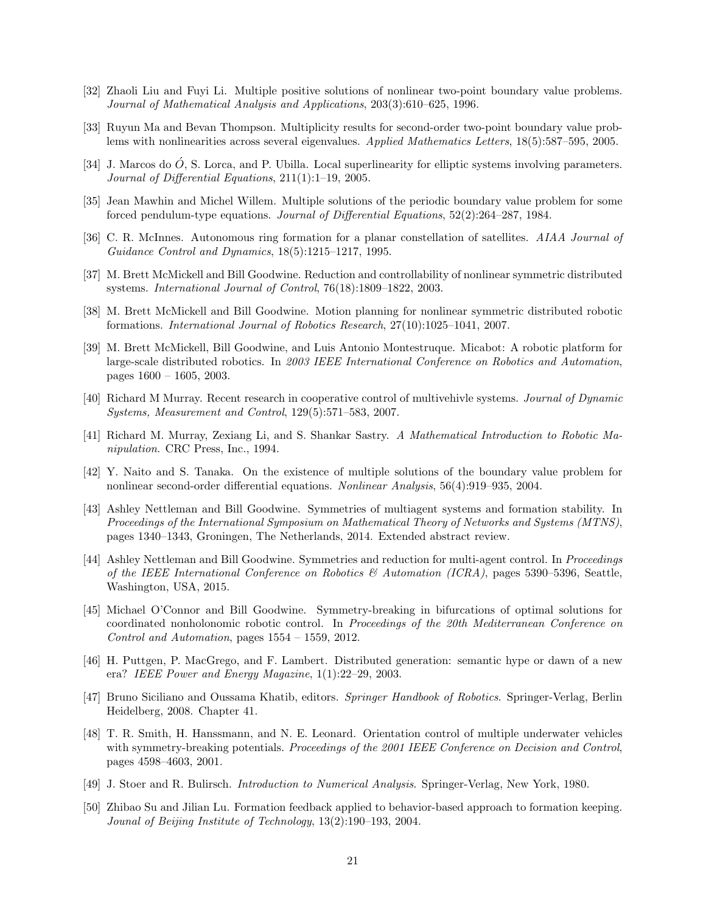[32] Zhaoli Liu and Fuyi Li. Multiple positive solutions of nonlinear two-point boundary value problems. *Journal of Mathematical Analysis and Applications*, 203(3):610–625, 1996.

[33] Ruyun Ma and Bevan Thompson. Multiplicity results for second-order two-point boundary value problems with nonlinearities across several eigenvalues. *Applied Mathematics Letters*, 18(5):587–595, 2005.

[34] J. Marcos do Ó, S. Lorca, and P. Ubilla. Local superlinearity for elliptic systems involving parameters. *Journal of Differential Equations*, 211(1):1–19, 2005.

[35] Jean Mawhin and Michel Willem. Multiple solutions of the periodic boundary value problem for some forced pendulum-type equations. *Journal of Differential Equations*, 52(2):264–287, 1984.

[36] C. R. McInnes. Autonomous ring formation for a planar constellation of satellites. *AIAA Journal of Guidance Control and Dynamics*, 18(5):1215–1217, 1995.

[37] M. Brett McMickell and Bill Goodwine. Reduction and controllability of nonlinear symmetric distributed systems. *International Journal of Control*, 76(18):1809–1822, 2003.

[38] M. Brett McMickell and Bill Goodwine. Motion planning for nonlinear symmetric distributed robotic formations. *International Journal of Robotics Research*, 27(10):1025–1041, 2007.

[39] M. Brett McMickell, Bill Goodwine, and Luis Antonio Montestruque. Micabot: A robotic platform for large-scale distributed robotics. In *2003 IEEE International Conference on Robotics and Automation*, pages 1600 – 1605, 2003.

[40] Richard M Murray. Recent research in cooperative control of multivehivle systems. *Journal of Dynamic Systems, Measurement and Control*, 129(5):571–583, 2007.

[41] Richard M. Murray, Zexiang Li, and S. Shankar Sastry. *A Mathematical Introduction to Robotic Manipulation*. CRC Press, Inc., 1994.

[42] Y. Naito and S. Tanaka. On the existence of multiple solutions of the boundary value problem for nonlinear second-order differential equations. *Nonlinear Analysis*, 56(4):919–935, 2004.

[43] Ashley Nettleman and Bill Goodwine. Symmetries of multiagent systems and formation stability. In *Proceedings of the International Symposium on Mathematical Theory of Networks and Systems (MTNS)*, pages 1340–1343, Groningen, The Netherlands, 2014. Extended abstract review.

[44] Ashley Nettleman and Bill Goodwine. Symmetries and reduction for multi-agent control. In *Proceedings of the IEEE International Conference on Robotics & Automation (ICRA)*, pages 5390–5396, Seattle, Washington, USA, 2015.

[45] Michael O'Connor and Bill Goodwine. Symmetry-breaking in bifurcations of optimal solutions for coordinated nonholonomic robotic control. In *Proceedings of the 20th Mediterranean Conference on Control and Automation*, pages 1554 – 1559, 2012.

[46] H. Puttgen, P. MacGrego, and F. Lambert. Distributed generation: semantic hype or dawn of a new era? *IEEE Power and Energy Magazine*, 1(1):22–29, 2003.

[47] Bruno Siciliano and Oussama Khatib, editors. *Springer Handbook of Robotics*. Springer-Verlag, Berlin Heidelberg, 2008. Chapter 41.

[48] T. R. Smith, H. Hanssmann, and N. E. Leonard. Orientation control of multiple underwater vehicles with symmetry-breaking potentials. *Proceedings of the 2001 IEEE Conference on Decision and Control*, pages 4598–4603, 2001.

[49] J. Stoer and R. Bulirsch. *Introduction to Numerical Analysis*. Springer-Verlag, New York, 1980.

[50] Zhibao Su and Jilian Lu. Formation feedback applied to behavior-based approach to formation keeping. *Journal of Beijing Institute of Technology*, 13(2):190–193, 2004.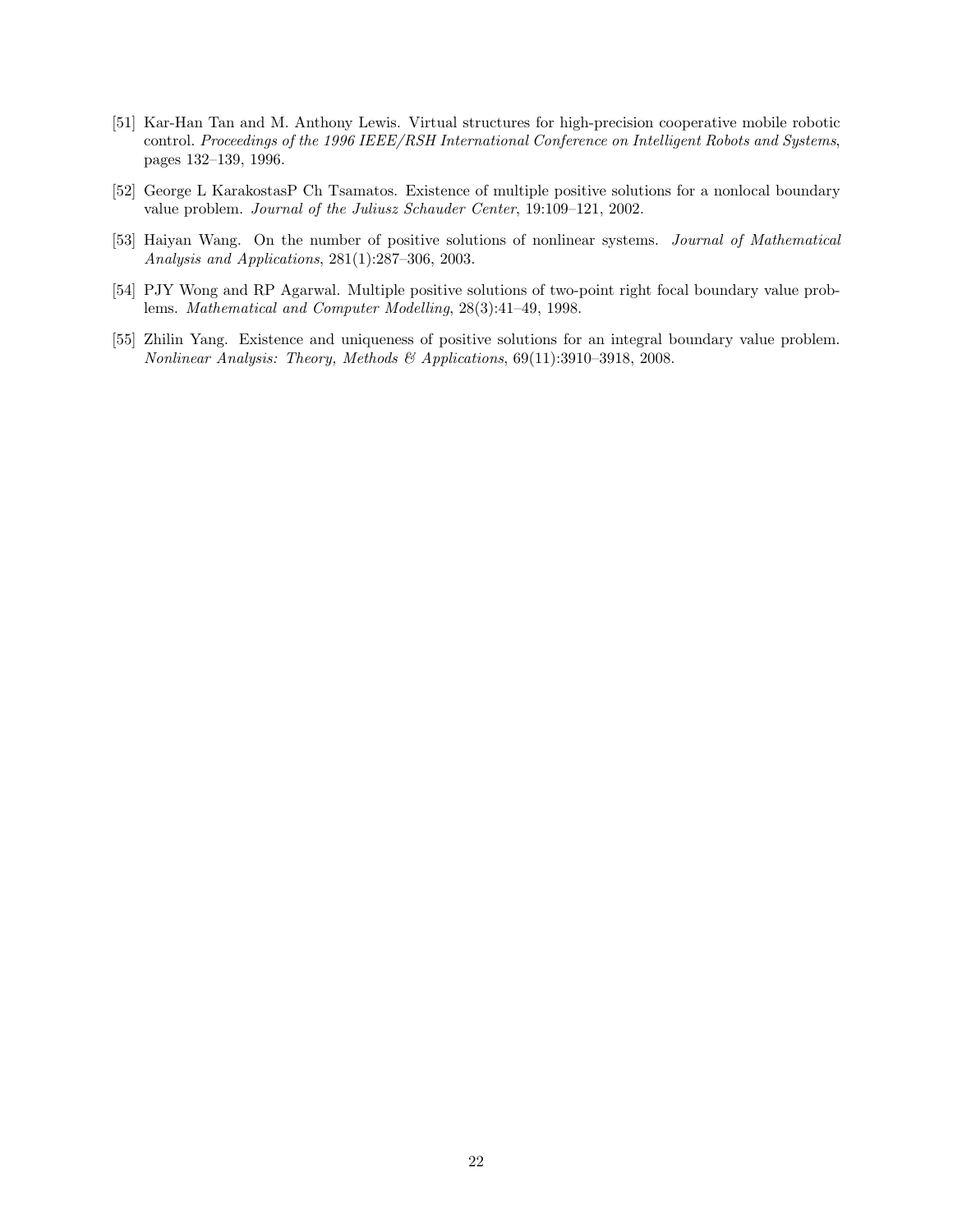[51] Kar-Han Tan and M. Anthony Lewis. Virtual structures for high-precision cooperative mobile robotic control. *Proceedings of the 1996 IEEE/RSH International Conference on Intelligent Robots and Systems*, pages 132–139, 1996.

[52] George L KarakostasP Ch Tsamatos. Existence of multiple positive solutions for a nonlocal boundary value problem. *Journal of the Juliusz Schauder Center*, 19:109–121, 2002.

[53] Haiyan Wang. On the number of positive solutions of nonlinear systems. *Journal of Mathematical Analysis and Applications*, 281(1):287–306, 2003.

[54] PJY Wong and RP Agarwal. Multiple positive solutions of two-point right focal boundary value problems. *Mathematical and Computer Modelling*, 28(3):41–49, 1998.

[55] Zhilin Yang. Existence and uniqueness of positive solutions for an integral boundary value problem. *Nonlinear Analysis: Theory, Methods & Applications*, 69(11):3910–3918, 2008.